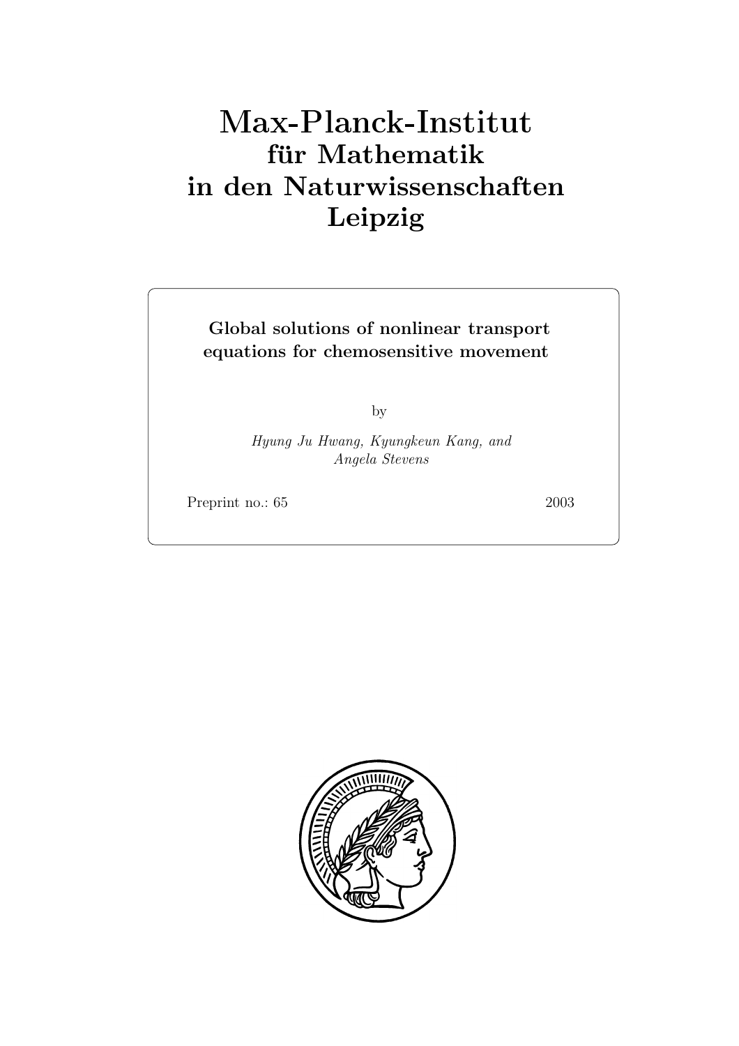# Max-Planck-Institut
## für Mathematik
## in den Naturwissenschaften
## Leipzig

**Global solutions of nonlinear transport equations for chemosensitive movement**

by

*Hyung Ju Hwang, Kyungkeun Kang, and Angela Stevens*

Preprint no.: 65 2003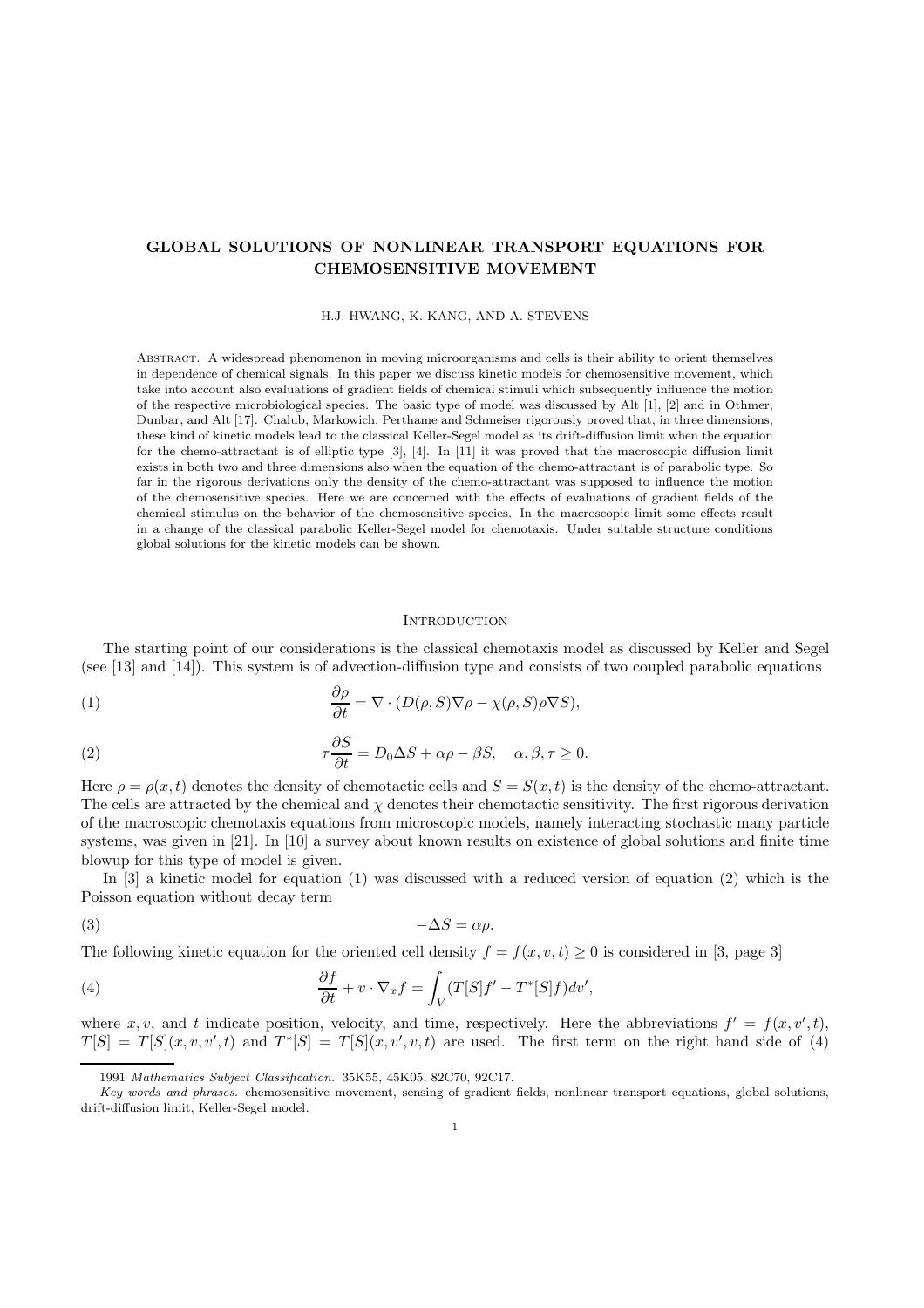# GLOBAL SOLUTIONS OF NONLINEAR TRANSPORT EQUATIONS FOR CHEMOSENSITIVE MOVEMENT

H.J. HWANG, K. KANG, AND A. STEVENS

Abstract. A widespread phenomenon in moving microorganisms and cells is their ability to orient themselves in dependence of chemical signals. In this paper we discuss kinetic models for chemosensitive movement, which take into account also evaluations of gradient fields of chemical stimuli which subsequently influence the motion of the respective microbiological species. The basic type of model was discussed by Alt [1], [2] and in Othmer, Dunbar, and Alt [17]. Chalub, Markowich, Perthame and Schmeiser rigorously proved that, in three dimensions, these kind of kinetic models lead to the classical Keller-Segel model as its drift-diffusion limit when the equation for the chemo-attractant is of elliptic type [3], [4]. In [11] it was proved that the macroscopic diffusion limit exists in both two and three dimensions also when the equation of the chemo-attractant is of parabolic type. So far in the rigorous derivations only the density of the chemo-attractant was supposed to influence the motion of the chemosensitive species. Here we are concerned with the effects of evaluations of gradient fields of the chemical stimulus on the behavior of the chemosensitive species. In the macroscopic limit some effects result in a change of the classical parabolic Keller-Segel model for chemotaxis. Under suitable structure conditions global solutions for the kinetic models can be shown.

## Introduction

The starting point of our considerations is the classical chemotaxis model as discussed by Keller and Segel (see [13] and [14]). This system is of advection-diffusion type and consists of two coupled parabolic equations

$$\frac{\partial \rho}{\partial t} = \nabla \cdot (D(\rho, S)\nabla \rho - \chi(\rho, S)\rho \nabla S), \tag{1}$$

$$\tau \frac{\partial S}{\partial t} = D_0 \Delta S + \alpha \rho - \beta S, \quad \alpha, \beta, \tau \geq 0. \tag{2}$$

Here $\rho = \rho(x,t)$ denotes the density of chemotactic cells and $S = S(x,t)$ is the density of the chemo-attractant. The cells are attracted by the chemical and $\chi$ denotes their chemotactic sensitivity. The first rigorous derivation of the macroscopic chemotaxis equations from microscopic models, namely interacting stochastic many particle systems, was given in [21]. In [10] a survey about known results on existence of global solutions and finite time blowup for this type of model is given.

In [3] a kinetic model for equation (1) was discussed with a reduced version of equation (2) which is the Poisson equation without decay term

$$-\Delta S = \alpha \rho. \tag{3}$$

The following kinetic equation for the oriented cell density $f = f(x, v, t) \geq 0$ is considered in [3, page 3]

$$\frac{\partial f}{\partial t} + v \cdot \nabla_x f = \int_V (T[S]f' - T^*[S]f)dv', \tag{4}$$

where $x, v$, and $t$ indicate position, velocity, and time, respectively. Here the abbreviations $f' = f(x, v', t)$, $T[S] = T[S](x, v, v', t)$ and $T^*[S] = T[S](x, v', v, t)$ are used. The first term on the right hand side of (4)

1991 *Mathematics Subject Classification.* 35K55, 45K05, 82C70, 92C17.

*Key words and phrases.* chemosensitive movement, sensing of gradient fields, nonlinear transport equations, global solutions, drift-diffusion limit, Keller-Segel model.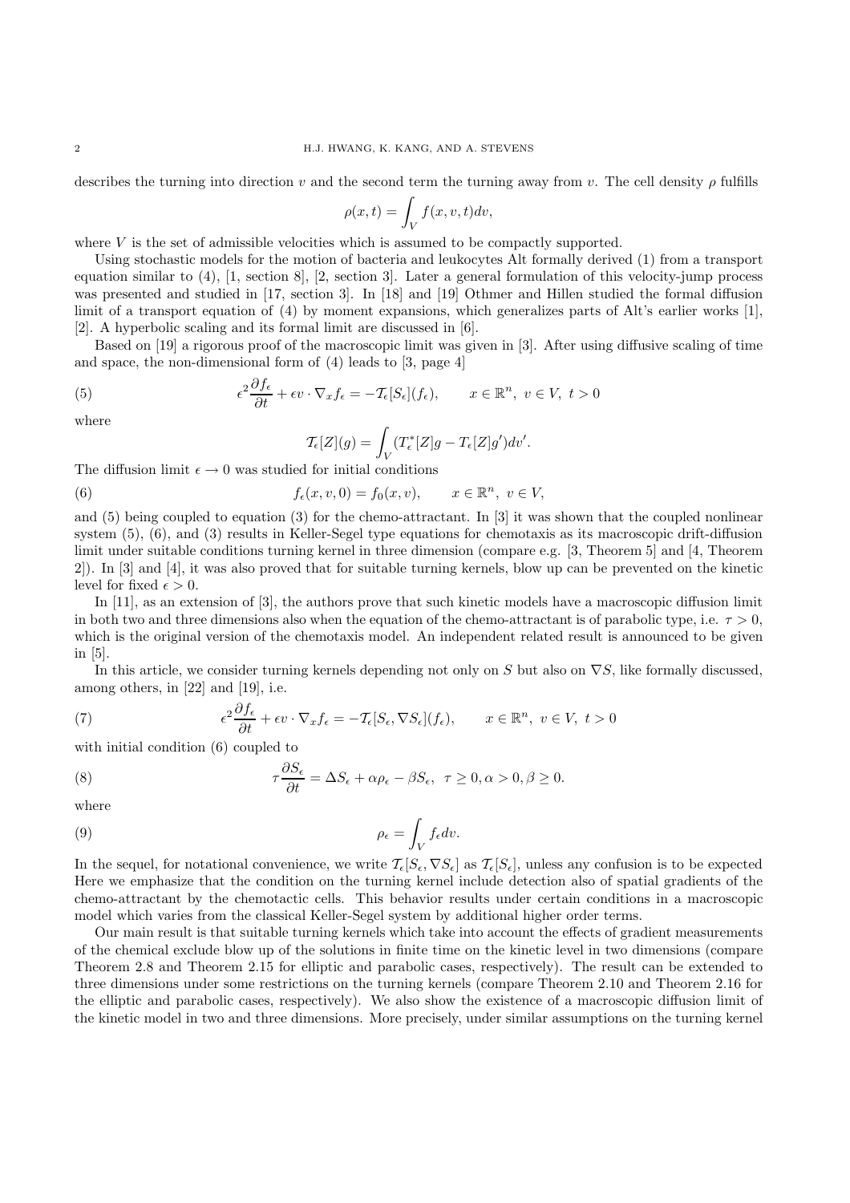describes the turning into direction $v$ and the second term the turning away from $v$. The cell density $\rho$ fulfills

$$\rho(x,t) = \int_V f(x,v,t)dv,$$

where $V$ is the set of admissible velocities which is assumed to be compactly supported.

Using stochastic models for the motion of bacteria and leukocytes Alt formally derived (1) from a transport equation similar to (4), [1, section 8], [2, section 3]. Later a general formulation of this velocity-jump process was presented and studied in [17, section 3]. In [18] and [19] Othmer and Hillen studied the formal diffusion limit of a transport equation of (4) by moment expansions, which generalizes parts of Alt's earlier works [1], [2]. A hyperbolic scaling and its formal limit are discussed in [6].

Based on [19] a rigorous proof of the macroscopic limit was given in [3]. After using diffusive scaling of time and space, the non-dimensional form of (4) leads to [3, page 4]

$$\epsilon^2 \frac{\partial f_\epsilon}{\partial t} + \epsilon v \cdot \nabla_x f_\epsilon = -\mathcal{T}_\epsilon[S_\epsilon](f_\epsilon), \qquad x \in \mathbb{R}^n,\ v \in V,\ t > 0 \tag{5}$$

where

$$\mathcal{T}_\epsilon[Z](g) = \int_V (T^*_\epsilon[Z]g - T_\epsilon[Z]g')dv'.$$

The diffusion limit $\epsilon \to 0$ was studied for initial conditions

$$f_\epsilon(x,v,0) = f_0(x,v), \qquad x \in \mathbb{R}^n,\ v \in V, \tag{6}$$

and (5) being coupled to equation (3) for the chemo-attractant. In [3] it was shown that the coupled nonlinear system (5), (6), and (3) results in Keller-Segel type equations for chemotaxis as its macroscopic drift-diffusion limit under suitable conditions turning kernel in three dimension (compare e.g. [3, Theorem 5] and [4, Theorem 2]). In [3] and [4], it was also proved that for suitable turning kernels, blow up can be prevented on the kinetic level for fixed $\epsilon > 0$.

In [11], as an extension of [3], the authors prove that such kinetic models have a macroscopic diffusion limit in both two and three dimensions also when the equation of the chemo-attractant is of parabolic type, i.e. $\tau > 0$, which is the original version of the chemotaxis model. An independent related result is announced to be given in [5].

In this article, we consider turning kernels depending not only on $S$ but also on $\nabla S$, like formally discussed, among others, in [22] and [19], i.e.

$$\epsilon^2 \frac{\partial f_\epsilon}{\partial t} + \epsilon v \cdot \nabla_x f_\epsilon = -\mathcal{T}_\epsilon[S_\epsilon, \nabla S_\epsilon](f_\epsilon), \qquad x \in \mathbb{R}^n,\ v \in V,\ t > 0 \tag{7}$$

with initial condition (6) coupled to

$$\tau \frac{\partial S_\epsilon}{\partial t} = \Delta S_\epsilon + \alpha \rho_\epsilon - \beta S_\epsilon,\ \ \tau \geq 0, \alpha > 0, \beta \geq 0. \tag{8}$$

where

$$\rho_\epsilon = \int_V f_\epsilon dv. \tag{9}$$

In the sequel, for notational convenience, we write $\mathcal{T}_\epsilon[S_\epsilon, \nabla S_\epsilon]$ as $\mathcal{T}_\epsilon[S_\epsilon]$, unless any confusion is to be expected Here we emphasize that the condition on the turning kernel include detection also of spatial gradients of the chemo-attractant by the chemotactic cells. This behavior results under certain conditions in a macroscopic model which varies from the classical Keller-Segel system by additional higher order terms.

Our main result is that suitable turning kernels which take into account the effects of gradient measurements of the chemical exclude blow up of the solutions in finite time on the kinetic level in two dimensions (compare Theorem 2.8 and Theorem 2.15 for elliptic and parabolic cases, respectively). The result can be extended to three dimensions under some restrictions on the turning kernels (compare Theorem 2.10 and Theorem 2.16 for the elliptic and parabolic cases, respectively). We also show the existence of a macroscopic diffusion limit of the kinetic model in two and three dimensions. More precisely, under similar assumptions on the turning kernel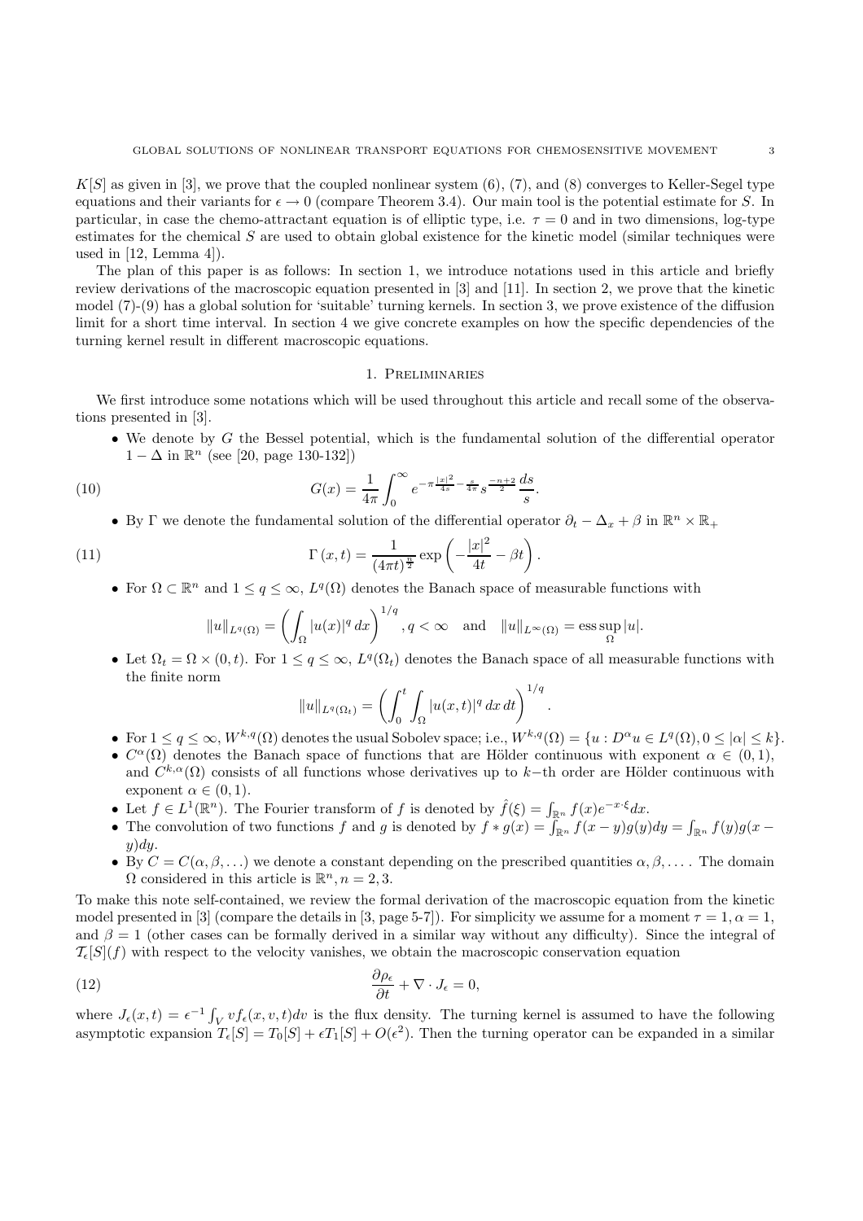$K[S]$ as given in [3], we prove that the coupled nonlinear system (6), (7), and (8) converges to Keller-Segel type equations and their variants for $\epsilon \to 0$ (compare Theorem 3.4). Our main tool is the potential estimate for $S$. In particular, in case the chemo-attractant equation is of elliptic type, i.e. $\tau = 0$ and in two dimensions, log-type estimates for the chemical $S$ are used to obtain global existence for the kinetic model (similar techniques were used in [12, Lemma 4]).

The plan of this paper is as follows: In section 1, we introduce notations used in this article and briefly review derivations of the macroscopic equation presented in [3] and [11]. In section 2, we prove that the kinetic model (7)-(9) has a global solution for 'suitable' turning kernels. In section 3, we prove existence of the diffusion limit for a short time interval. In section 4 we give concrete examples on how the specific dependencies of the turning kernel result in different macroscopic equations.

# 1. Preliminaries

We first introduce some notations which will be used throughout this article and recall some of the observations presented in [3].

- We denote by $G$ the Bessel potential, which is the fundamental solution of the differential operator $1 - \Delta$ in $\mathbb{R}^n$ (see [20, page 130-132])

$$G(x) = \frac{1}{4\pi} \int_0^\infty e^{-\pi \frac{|x|^2}{4s} - \frac{s}{4\pi}} s^{\frac{-n+2}{2}} \frac{ds}{s}. \tag{10}$$

- By $\Gamma$ we denote the fundamental solution of the differential operator $\partial_t - \Delta_x + \beta$ in $\mathbb{R}^n \times \mathbb{R}_+$

$$\Gamma(x,t) = \frac{1}{(4\pi t)^{\frac{n}{2}}} \exp\left( -\frac{|x|^2}{4t} - \beta t \right). \tag{11}$$

- For $\Omega \subset \mathbb{R}^n$ and $1 \leq q \leq \infty$, $L^q(\Omega)$ denotes the Banach space of measurable functions with

$$\|u\|_{L^q(\Omega)} = \left( \int_\Omega |u(x)|^q \, dx \right)^{1/q}, q < \infty \quad \text{and} \quad \|u\|_{L^\infty(\Omega)} = \operatorname*{ess\,sup}_\Omega |u|.$$

- Let $\Omega_t = \Omega \times (0,t)$. For $1 \leq q \leq \infty$, $L^q(\Omega_t)$ denotes the Banach space of all measurable functions with the finite norm

$$\|u\|_{L^q(\Omega_t)} = \left( \int_0^t \int_\Omega |u(x,t)|^q \, dx \, dt \right)^{1/q}.$$

- For $1 \leq q \leq \infty$, $W^{k,q}(\Omega)$ denotes the usual Sobolev space; i.e., $W^{k,q}(\Omega) = \{u : D^\alpha u \in L^q(\Omega), 0 \leq |\alpha| \leq k\}$.
- $C^\alpha(\Omega)$ denotes the Banach space of functions that are Hölder continuous with exponent $\alpha \in (0,1)$, and $C^{k,\alpha}(\Omega)$ consists of all functions whose derivatives up to $k-$th order are Hölder continuous with exponent $\alpha \in (0,1)$.
- Let $f \in L^1(\mathbb{R}^n)$. The Fourier transform of $f$ is denoted by $\hat{f}(\xi) = \int_{\mathbb{R}^n} f(x) e^{-x \cdot \xi} dx$.
- The convolution of two functions $f$ and $g$ is denoted by $f * g(x) = \int_{\mathbb{R}^n} f(x-y) g(y) dy = \int_{\mathbb{R}^n} f(y) g(x-y) dy$.
- By $C = C(\alpha, \beta, \ldots)$ we denote a constant depending on the prescribed quantities $\alpha, \beta, \ldots$. The domain $\Omega$ considered in this article is $\mathbb{R}^n, n = 2, 3$.

To make this note self-contained, we review the formal derivation of the macroscopic equation from the kinetic model presented in [3] (compare the details in [3, page 5-7]). For simplicity we assume for a moment $\tau = 1, \alpha = 1$, and $\beta = 1$ (other cases can be formally derived in a similar way without any difficulty). Since the integral of $\mathcal{T}_\epsilon[S](f)$ with respect to the velocity vanishes, we obtain the macroscopic conservation equation

$$\frac{\partial \rho_\epsilon}{\partial t} + \nabla \cdot J_\epsilon = 0, \tag{12}$$

where $J_\epsilon(x,t) = \epsilon^{-1} \int_V v f_\epsilon(x,v,t) dv$ is the flux density. The turning kernel is assumed to have the following asymptotic expansion $T_\epsilon[S] = T_0[S] + \epsilon T_1[S] + O(\epsilon^2)$. Then the turning operator can be expanded in a similar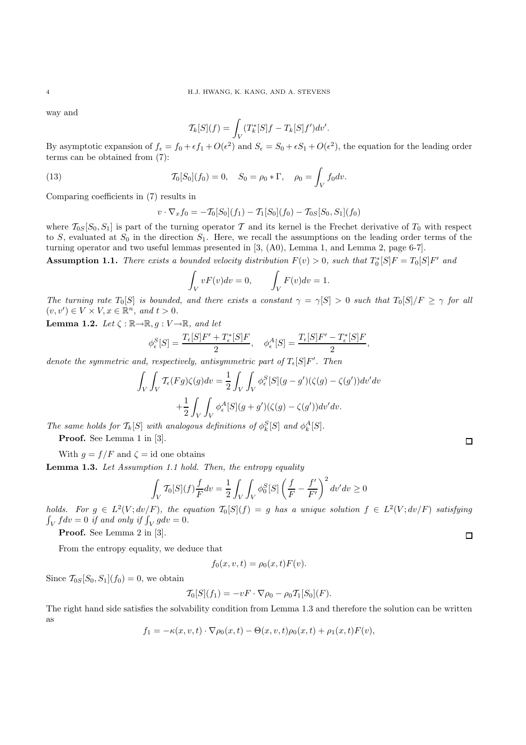way and

$$\mathcal{T}_k[S](f) = \int_V (T_k^*[S]f - T_k[S]f')dv'.$$

By asymptotic expansion of $f_\epsilon = f_0 + \epsilon f_1 + O(\epsilon^2)$ and $S_\epsilon = S_0 + \epsilon S_1 + O(\epsilon^2)$, the equation for the leading order terms can be obtained from (7):

$$\mathcal{T}_0[S_0](f_0) = 0, \quad S_0 = \rho_0 * \Gamma, \quad \rho_0 = \int_V f_0 dv. \tag{13}$$

Comparing coefficients in (7) results in

$$v \cdot \nabla_x f_0 = -\mathcal{T}_0[S_0](f_1) - \mathcal{T}_1[S_0](f_0) - \mathcal{T}_{0S}[S_0, S_1](f_0)$$

where $\mathcal{T}_{0S}[S_0, S_1]$ is part of the turning operator $\mathcal{T}$ and its kernel is the Frechet derivative of $T_0$ with respect to $S$, evaluated at $S_0$ in the direction $S_1$. Here, we recall the assumptions on the leading order terms of the turning operator and two useful lemmas presented in [3, (A0), Lemma 1, and Lemma 2, page 6-7].

**Assumption 1.1.** *There exists a bounded velocity distribution $F(v) > 0$, such that $T_0^*[S]F = T_0[S]F'$ and*

$$\int_V vF(v)dv = 0, \qquad \int_V F(v)dv = 1.$$

*The turning rate $T_0[S]$ is bounded, and there exists a constant $\gamma = \gamma[S] > 0$ such that $T_0[S]/F \geq \gamma$ for all $(v, v') \in V \times V, x \in \mathbb{R}^n$, and $t > 0$.*

**Lemma 1.2.** *Let $\zeta : \mathbb{R} \to \mathbb{R}, g : V \to \mathbb{R}$, and let*

$$\phi_\epsilon^S[S] = \frac{T_\epsilon[S]F' + T_\epsilon^*[S]F}{2}, \quad \phi_\epsilon^A[S] = \frac{T_\epsilon[S]F' - T_\epsilon^*[S]F}{2},$$

*denote the symmetric and, respectively, antisymmetric part of $T_\epsilon[S]F'$. Then*

$$\int_V \int_V \mathcal{T}_\epsilon(Fg)\zeta(g)dv = \frac{1}{2}\int_V \int_V \phi_\epsilon^S[S](g - g')(\zeta(g) - \zeta(g'))dv'dv$$
$$+\frac{1}{2}\int_V \int_V \phi_\epsilon^A[S](g + g')(\zeta(g) - \zeta(g'))dv'dv.$$

*The same holds for $\mathcal{T}_k[S]$ with analogous definitions of $\phi_k^S[S]$ and $\phi_k^A[S]$.*

**Proof.** See Lemma 1 in [3]. □

With $g = f/F$ and $\zeta = \text{id}$ one obtains

**Lemma 1.3.** *Let Assumption 1.1 hold. Then, the entropy equality*

$$\int_V \mathcal{T}_0[S](f)\frac{f}{F}dv = \frac{1}{2}\int_V \int_V \phi_0^S[S]\left(\frac{f}{F} - \frac{f'}{F'}\right)^2 dv'dv \geq 0$$

*holds. For $g \in L^2(V; dv/F)$, the equation $\mathcal{T}_0[S](f) = g$ has a unique solution $f \in L^2(V; dv/F)$ satisfying $\int_V f dv = 0$ if and only if $\int_V g dv = 0$.*

**Proof.** See Lemma 2 in [3]. □

From the entropy equality, we deduce that

$$f_0(x, v, t) = \rho_0(x, t)F(v).$$

Since $\mathcal{T}_{0S}[S_0, S_1](f_0) = 0$, we obtain

$$\mathcal{T}_0[S](f_1) = -vF \cdot \nabla\rho_0 - \rho_0\mathcal{T}_1[S_0](F).$$

The right hand side satisfies the solvability condition from Lemma 1.3 and therefore the solution can be written as

$$f_1 = -\kappa(x, v, t) \cdot \nabla\rho_0(x, t) - \Theta(x, v, t)\rho_0(x, t) + \rho_1(x, t)F(v),$$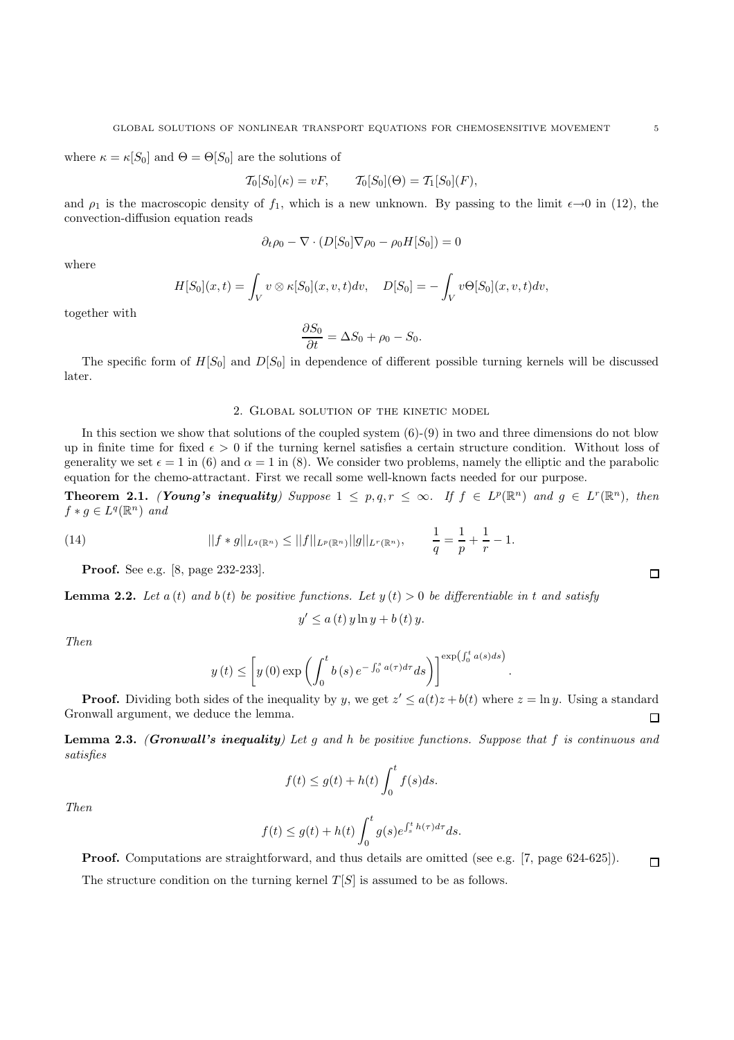where $\kappa = \kappa[S_0]$ and $\Theta = \Theta[S_0]$ are the solutions of

$$\mathcal{T}_0[S_0](\kappa) = vF, \qquad \mathcal{T}_0[S_0](\Theta) = \mathcal{T}_1[S_0](F),$$

and $\rho_1$ is the macroscopic density of $f_1$, which is a new unknown. By passing to the limit $\epsilon \to 0$ in (12), the convection-diffusion equation reads

$$\partial_t \rho_0 - \nabla \cdot (D[S_0]\nabla \rho_0 - \rho_0 H[S_0]) = 0$$

where

$$H[S_0](x,t) = \int_V v \otimes \kappa[S_0](x,v,t)dv, \quad D[S_0] = -\int_V v\Theta[S_0](x,v,t)dv,$$

together with

$$\frac{\partial S_0}{\partial t} = \Delta S_0 + \rho_0 - S_0.$$

The specific form of $H[S_0]$ and $D[S_0]$ in dependence of different possible turning kernels will be discussed later.

## 2. Global solution of the kinetic model

In this section we show that solutions of the coupled system (6)-(9) in two and three dimensions do not blow up in finite time for fixed $\epsilon > 0$ if the turning kernel satisfies a certain structure condition. Without loss of generality we set $\epsilon = 1$ in (6) and $\alpha = 1$ in (8). We consider two problems, namely the elliptic and the parabolic equation for the chemo-attractant. First we recall some well-known facts needed for our purpose.

**Theorem 2.1.** ***(Young's inequality)*** *Suppose $1 \le p, q, r \le \infty$. If $f \in L^p(\mathbb{R}^n)$ and $g \in L^r(\mathbb{R}^n)$, then $f * g \in L^q(\mathbb{R}^n)$ and*

$$(14) \qquad ||f * g||_{L^q(\mathbb{R}^n)} \le ||f||_{L^p(\mathbb{R}^n)} ||g||_{L^r(\mathbb{R}^n)}, \qquad \frac{1}{q} = \frac{1}{p} + \frac{1}{r} - 1.$$

**Proof.** See e.g. [8, page 232-233]. □

**Lemma 2.2.** *Let $a(t)$ and $b(t)$ be positive functions. Let $y(t) > 0$ be differentiable in $t$ and satisfy*

$$y' \le a(t)\, y \ln y + b(t)\, y.$$

*Then*

$$y(t) \le \left[ y(0) \exp\left( \int_0^t b(s)\, e^{-\int_0^s a(\tau)d\tau} ds \right) \right]^{\exp\left(\int_0^t a(s)ds\right)}.$$

**Proof.** Dividing both sides of the inequality by $y$, we get $z' \le a(t)z + b(t)$ where $z = \ln y$. Using a standard Gronwall argument, we deduce the lemma. □

**Lemma 2.3.** ***(Gronwall's inequality)*** *Let $g$ and $h$ be positive functions. Suppose that $f$ is continuous and satisfies*

$$f(t) \le g(t) + h(t) \int_0^t f(s) ds.$$

*Then*

$$f(t) \le g(t) + h(t) \int_0^t g(s) e^{\int_s^t h(\tau)d\tau} ds.$$

**Proof.** Computations are straightforward, and thus details are omitted (see e.g. [7, page 624-625]). □

The structure condition on the turning kernel $T[S]$ is assumed to be as follows.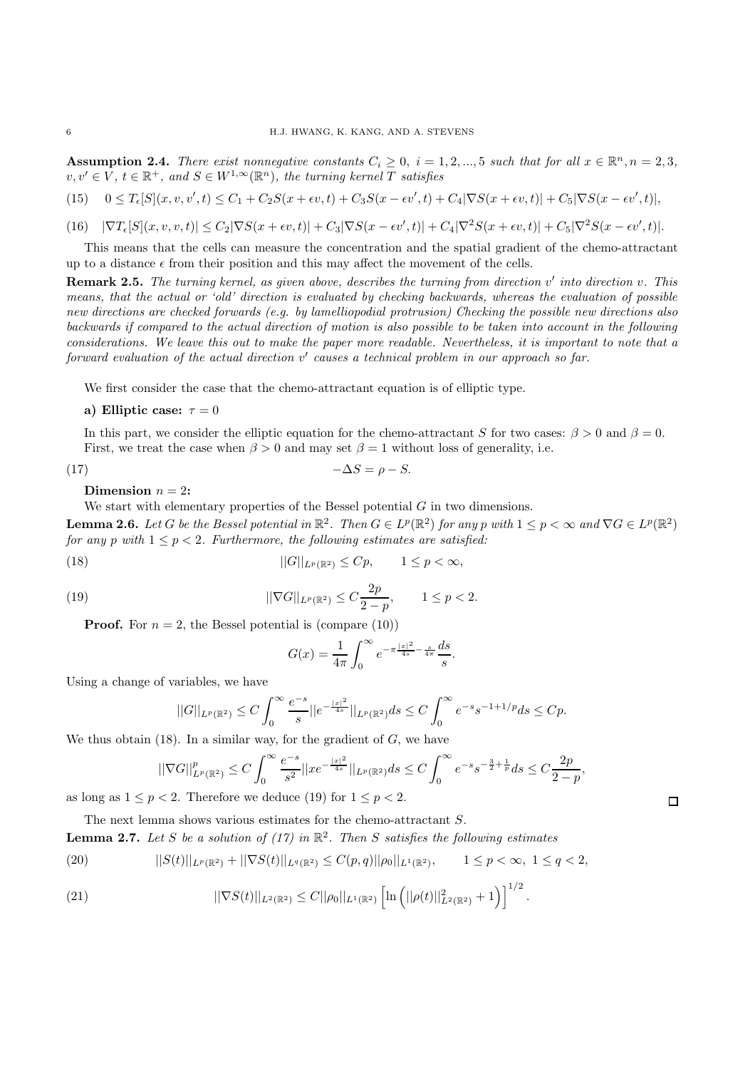**Assumption 2.4.** *There exist nonnegative constants $C_i \geq 0$, $i = 1, 2, ..., 5$ such that for all $x \in \mathbb{R}^n, n = 2, 3$, $v, v' \in V$, $t \in \mathbb{R}^+$, and $S \in W^{1,\infty}(\mathbb{R}^n)$, the turning kernel $T$ satisfies*

$$(15) \quad 0 \leq T_\epsilon[S](x, v, v', t) \leq C_1 + C_2 S(x + \epsilon v, t) + C_3 S(x - \epsilon v', t) + C_4 |\nabla S(x + \epsilon v, t)| + C_5 |\nabla S(x - \epsilon v', t)|,$$

$$(16) \quad |\nabla T_\epsilon[S](x, v, v, t)| \leq C_2 |\nabla S(x + \epsilon v, t)| + C_3 |\nabla S(x - \epsilon v', t)| + C_4 |\nabla^2 S(x + \epsilon v, t)| + C_5 |\nabla^2 S(x - \epsilon v', t)|.$$

This means that the cells can measure the concentration and the spatial gradient of the chemo-attractant up to a distance $\epsilon$ from their position and this may affect the movement of the cells.

**Remark 2.5.** *The turning kernel, as given above, describes the turning from direction $v'$ into direction $v$. This means, that the actual or 'old' direction is evaluated by checking backwards, whereas the evaluation of possible new directions are checked forwards (e.g. by lamelliopodial protrusion) Checking the possible new directions also backwards if compared to the actual direction of motion is also possible to be taken into account in the following considerations. We leave this out to make the paper more readable. Nevertheless, it is important to note that a forward evaluation of the actual direction $v'$ causes a technical problem in our approach so far.*

We first consider the case that the chemo-attractant equation is of elliptic type.

**a) Elliptic case: $\tau = 0$**

In this part, we consider the elliptic equation for the chemo-attractant $S$ for two cases: $\beta > 0$ and $\beta = 0$. First, we treat the case when $\beta > 0$ and may set $\beta = 1$ without loss of generality, i.e.

$$(17) \qquad -\Delta S = \rho - S.$$

**Dimension $n = 2$:**

We start with elementary properties of the Bessel potential $G$ in two dimensions.

**Lemma 2.6.** *Let $G$ be the Bessel potential in $\mathbb{R}^2$. Then $G \in L^p(\mathbb{R}^2)$ for any $p$ with $1 \leq p < \infty$ and $\nabla G \in L^p(\mathbb{R}^2)$ for any $p$ with $1 \leq p < 2$. Furthermore, the following estimates are satisfied:*

$$(18) \qquad ||G||_{L^p(\mathbb{R}^2)} \leq Cp, \qquad 1 \leq p < \infty,$$

$$(19) \qquad ||\nabla G||_{L^p(\mathbb{R}^2)} \leq C\frac{2p}{2 - p}, \qquad 1 \leq p < 2.$$

**Proof.** For $n = 2$, the Bessel potential is (compare (10))

$$G(x) = \frac{1}{4\pi} \int_0^\infty e^{-\pi \frac{|x|^2}{4s} - \frac{s}{4\pi}} \frac{ds}{s}.$$

Using a change of variables, we have

$$||G||_{L^p(\mathbb{R}^2)} \leq C \int_0^\infty \frac{e^{-s}}{s} ||e^{-\frac{|x|^2}{4s}}||_{L^p(\mathbb{R}^2)} ds \leq C \int_0^\infty e^{-s} s^{-1+1/p} ds \leq Cp.$$

We thus obtain (18). In a similar way, for the gradient of $G$, we have

$$||\nabla G||^p_{L^p(\mathbb{R}^2)} \leq C \int_0^\infty \frac{e^{-s}}{s^2} ||x e^{-\frac{|x|^2}{4s}}||_{L^p(\mathbb{R}^2)} ds \leq C \int_0^\infty e^{-s} s^{-\frac{3}{2} + \frac{1}{p}} ds \leq C \frac{2p}{2 - p},$$

as long as $1 \leq p < 2$. Therefore we deduce (19) for $1 \leq p < 2$. $\square$

The next lemma shows various estimates for the chemo-attractant $S$.

**Lemma 2.7.** *Let $S$ be a solution of (17) in $\mathbb{R}^2$. Then $S$ satisfies the following estimates*

$$(20) \qquad ||S(t)||_{L^p(\mathbb{R}^2)} + ||\nabla S(t)||_{L^q(\mathbb{R}^2)} \leq C(p, q) ||\rho_0||_{L^1(\mathbb{R}^2)}, \qquad 1 \leq p < \infty,\ 1 \leq q < 2,$$

$$(21) \qquad ||\nabla S(t)||_{L^2(\mathbb{R}^2)} \leq C ||\rho_0||_{L^1(\mathbb{R}^2)} \left[ \ln \left( ||\rho(t)||^2_{L^2(\mathbb{R}^2)} + 1 \right) \right]^{1/2}.$$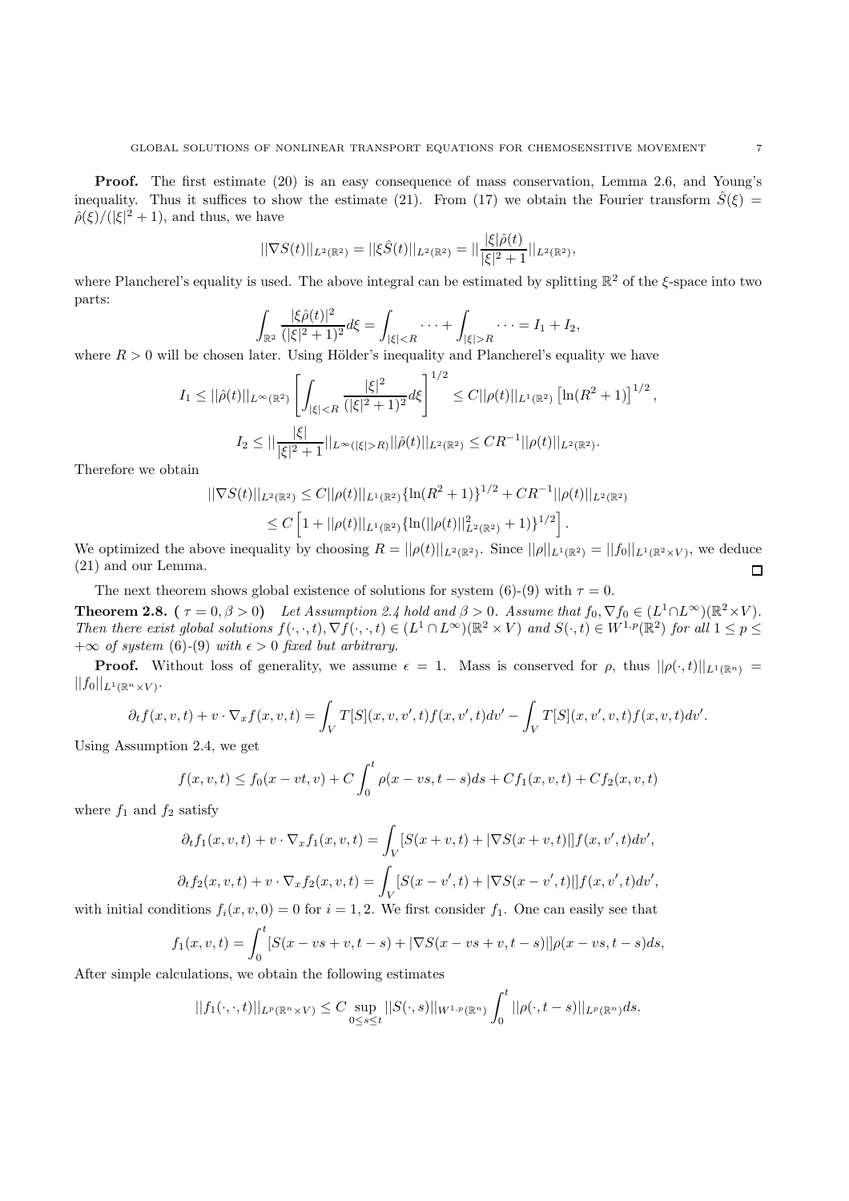**Proof.** The first estimate (20) is an easy consequence of mass conservation, Lemma 2.6, and Young's inequality. Thus it suffices to show the estimate (21). From (17) we obtain the Fourier transform $\hat{S}(\xi) = \hat{\rho}(\xi)/(|\xi|^2+1)$, and thus, we have

$$||\nabla S(t)||_{L^2(\mathbb{R}^2)} = ||\xi \hat{S}(t)||_{L^2(\mathbb{R}^2)} = ||\frac{|\xi|\hat{\rho}(t)}{|\xi|^2+1}||_{L^2(\mathbb{R}^2)},$$

where Plancherel's equality is used. The above integral can be estimated by splitting $\mathbb{R}^2$ of the $\xi$-space into two parts:

$$\int_{\mathbb{R}^2} \frac{|\xi \hat{\rho}(t)|^2}{(|\xi|^2+1)^2} d\xi = \int_{|\xi|<R} \cdots + \int_{|\xi|>R} \cdots = I_1 + I_2,$$

where $R > 0$ will be chosen later. Using Hölder's inequality and Plancherel's equality we have

$$I_1 \le ||\hat{\rho}(t)||_{L^\infty(\mathbb{R}^2)} \left[ \int_{|\xi|<R} \frac{|\xi|^2}{(|\xi|^2+1)^2} d\xi \right]^{1/2} \le C||\rho(t)||_{L^1(\mathbb{R}^2)} \left[\ln(R^2+1)\right]^{1/2},$$

$$I_2 \le ||\frac{|\xi|}{|\xi|^2+1}||_{L^\infty(|\xi|>R)} ||\hat{\rho}(t)||_{L^2(\mathbb{R}^2)} \le CR^{-1}||\rho(t)||_{L^2(\mathbb{R}^2)}.$$

Therefore we obtain

$$\begin{aligned} ||\nabla S(t)||_{L^2(\mathbb{R}^2)} &\le C||\rho(t)||_{L^1(\mathbb{R}^2)} \{\ln(R^2+1)\}^{1/2} + CR^{-1}||\rho(t)||_{L^2(\mathbb{R}^2)} \\ &\le C\left[1 + ||\rho(t)||_{L^1(\mathbb{R}^2)} \{\ln(||\rho(t)||^2_{L^2(\mathbb{R}^2)}+1)\}^{1/2}\right]. \end{aligned}$$

We optimized the above inequality by choosing $R = ||\rho(t)||_{L^2(\mathbb{R}^2)}$. Since $||\rho||_{L^1(\mathbb{R}^2)} = ||f_0||_{L^1(\mathbb{R}^2 \times V)}$, we deduce (21) and our Lemma. $\square$

The next theorem shows global existence of solutions for system (6)-(9) with $\tau = 0$.

**Theorem 2.8.** **(** $\tau = 0, \beta > 0$**)** *Let Assumption 2.4 hold and $\beta > 0$. Assume that $f_0, \nabla f_0 \in (L^1 \cap L^\infty)(\mathbb{R}^2 \times V)$. Then there exist global solutions $f(\cdot,\cdot,t), \nabla f(\cdot,\cdot,t) \in (L^1 \cap L^\infty)(\mathbb{R}^2 \times V)$ and $S(\cdot,t) \in W^{1,p}(\mathbb{R}^2)$ for all $1 \le p \le +\infty$ of system (6)-(9) with $\epsilon > 0$ fixed but arbitrary.*

**Proof.** Without loss of generality, we assume $\epsilon = 1$. Mass is conserved for $\rho$, thus $||\rho(\cdot,t)||_{L^1(\mathbb{R}^n)} = ||f_0||_{L^1(\mathbb{R}^n \times V)}$.

$$\partial_t f(x,v,t) + v \cdot \nabla_x f(x,v,t) = \int_V T[S](x,v,v',t) f(x,v',t) dv' - \int_V T[S](x,v',v,t) f(x,v,t) dv'.$$

Using Assumption 2.4, we get

$$f(x,v,t) \le f_0(x-vt,v) + C\int_0^t \rho(x-vs,t-s)ds + Cf_1(x,v,t) + Cf_2(x,v,t)$$

where $f_1$ and $f_2$ satisfy

$$\partial_t f_1(x,v,t) + v \cdot \nabla_x f_1(x,v,t) = \int_V [S(x+v,t) + |\nabla S(x+v,t)|] f(x,v',t) dv',$$

$$\partial_t f_2(x,v,t) + v \cdot \nabla_x f_2(x,v,t) = \int_V [S(x-v',t) + |\nabla S(x-v',t)|] f(x,v',t) dv',$$

with initial conditions $f_i(x,v,0) = 0$ for $i = 1,2$. We first consider $f_1$. One can easily see that

$$f_1(x,v,t) = \int_0^t [S(x-vs+v,t-s) + |\nabla S(x-vs+v,t-s)|]\rho(x-vs,t-s)ds,$$

After simple calculations, we obtain the following estimates

$$||f_1(\cdot,\cdot,t)||_{L^p(\mathbb{R}^n \times V)} \le C \sup_{0 \le s \le t} ||S(\cdot,s)||_{W^{1,p}(\mathbb{R}^n)} \int_0^t ||\rho(\cdot,t-s)||_{L^p(\mathbb{R}^n)} ds.$$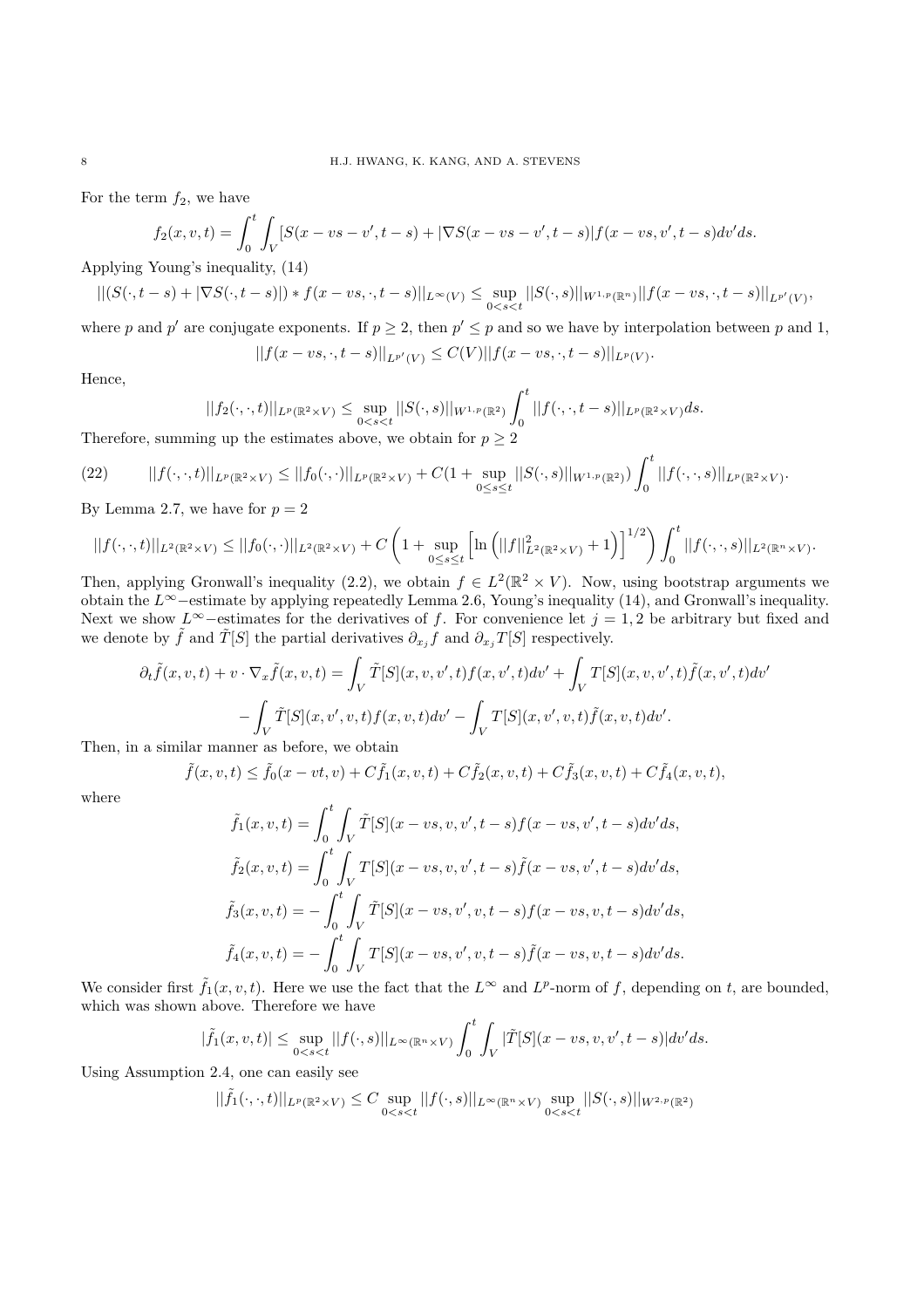For the term $f_2$, we have

$$f_2(x,v,t) = \int_0^t \int_V [S(x - vs - v', t-s) + |\nabla S(x - vs - v', t-s)| f(x - vs, v', t-s) dv' ds.$$

Applying Young's inequality, (14)

$$||(S(\cdot, t-s) + |\nabla S(\cdot, t-s)|) * f(x - vs, \cdot, t-s)||_{L^\infty(V)} \leq \sup_{0<s<t} ||S(\cdot, s)||_{W^{1,p}(\mathbb{R}^n)} ||f(x - vs, \cdot, t-s)||_{L^{p'}(V)},$$

where $p$ and $p'$ are conjugate exponents. If $p \geq 2$, then $p' \leq p$ and so we have by interpolation between $p$ and 1,

$$||f(x - vs, \cdot, t-s)||_{L^{p'}(V)} \leq C(V) ||f(x - vs, \cdot, t-s)||_{L^p(V)}.$$

Hence,

$$||f_2(\cdot, \cdot, t)||_{L^p(\mathbb{R}^2 \times V)} \leq \sup_{0<s<t} ||S(\cdot, s)||_{W^{1,p}(\mathbb{R}^2)} \int_0^t ||f(\cdot, \cdot, t-s)||_{L^p(\mathbb{R}^2 \times V)} ds.$$

Therefore, summing up the estimates above, we obtain for $p \geq 2$

$$||f(\cdot, \cdot, t)||_{L^p(\mathbb{R}^2 \times V)} \leq ||f_0(\cdot, \cdot)||_{L^p(\mathbb{R}^2 \times V)} + C(1 + \sup_{0 \leq s \leq t} ||S(\cdot, s)||_{W^{1,p}(\mathbb{R}^2)}) \int_0^t ||f(\cdot, \cdot, s)||_{L^p(\mathbb{R}^2 \times V)}. \tag{22}$$

By Lemma 2.7, we have for $p = 2$

$$||f(\cdot, \cdot, t)||_{L^2(\mathbb{R}^2 \times V)} \leq ||f_0(\cdot, \cdot)||_{L^2(\mathbb{R}^2 \times V)} + C \left( 1 + \sup_{0 \leq s \leq t} \left[ \ln \left( ||f||^2_{L^2(\mathbb{R}^2 \times V)} + 1 \right) \right]^{1/2} \right) \int_0^t ||f(\cdot, \cdot, s)||_{L^2(\mathbb{R}^n \times V)}.$$

Then, applying Gronwall's inequality (2.2), we obtain $f \in L^2(\mathbb{R}^2 \times V)$. Now, using bootstrap arguments we obtain the $L^\infty-$estimate by applying repeatedly Lemma 2.6, Young's inequality (14), and Gronwall's inequality. Next we show $L^\infty-$estimates for the derivatives of $f$. For convenience let $j = 1, 2$ be arbitrary but fixed and we denote by $\tilde{f}$ and $\tilde{T}[S]$ the partial derivatives $\partial_{x_j} f$ and $\partial_{x_j} T[S]$ respectively.

$$\partial_t \tilde{f}(x,v,t) + v \cdot \nabla_x \tilde{f}(x,v,t) = \int_V \tilde{T}[S](x,v,v',t) f(x,v',t) dv' + \int_V T[S](x,v,v',t) \tilde{f}(x,v',t) dv'$$
$$- \int_V \tilde{T}[S](x,v',v,t) f(x,v,t) dv' - \int_V T[S](x,v',v,t) \tilde{f}(x,v,t) dv'.$$

Then, in a similar manner as before, we obtain

$$\tilde{f}(x,v,t) \leq \tilde{f}_0(x - vt, v) + C\tilde{f}_1(x,v,t) + C\tilde{f}_2(x,v,t) + C\tilde{f}_3(x,v,t) + C\tilde{f}_4(x,v,t),$$

where

$$\tilde{f}_1(x,v,t) = \int_0^t \int_V \tilde{T}[S](x - vs, v, v', t-s) f(x - vs, v', t-s) dv' ds,$$
$$\tilde{f}_2(x,v,t) = \int_0^t \int_V T[S](x - vs, v, v', t-s) \tilde{f}(x - vs, v', t-s) dv' ds,$$
$$\tilde{f}_3(x,v,t) = - \int_0^t \int_V \tilde{T}[S](x - vs, v', v, t-s) f(x - vs, v, t-s) dv' ds,$$
$$\tilde{f}_4(x,v,t) = - \int_0^t \int_V T[S](x - vs, v', v, t-s) \tilde{f}(x - vs, v, t-s) dv' ds.$$

We consider first $\tilde{f}_1(x,v,t)$. Here we use the fact that the $L^\infty$ and $L^p$-norm of $f$, depending on $t$, are bounded, which was shown above. Therefore we have

$$|\tilde{f}_1(x,v,t)| \leq \sup_{0<s<t} ||f(\cdot, s)||_{L^\infty(\mathbb{R}^n \times V)} \int_0^t \int_V |\tilde{T}[S](x - vs, v, v', t-s)| dv' ds.$$

Using Assumption 2.4, one can easily see

$$||\tilde{f}_1(\cdot, \cdot, t)||_{L^p(\mathbb{R}^2 \times V)} \leq C \sup_{0<s<t} ||f(\cdot, s)||_{L^\infty(\mathbb{R}^n \times V)} \sup_{0<s<t} ||S(\cdot, s)||_{W^{2,p}(\mathbb{R}^2)}$$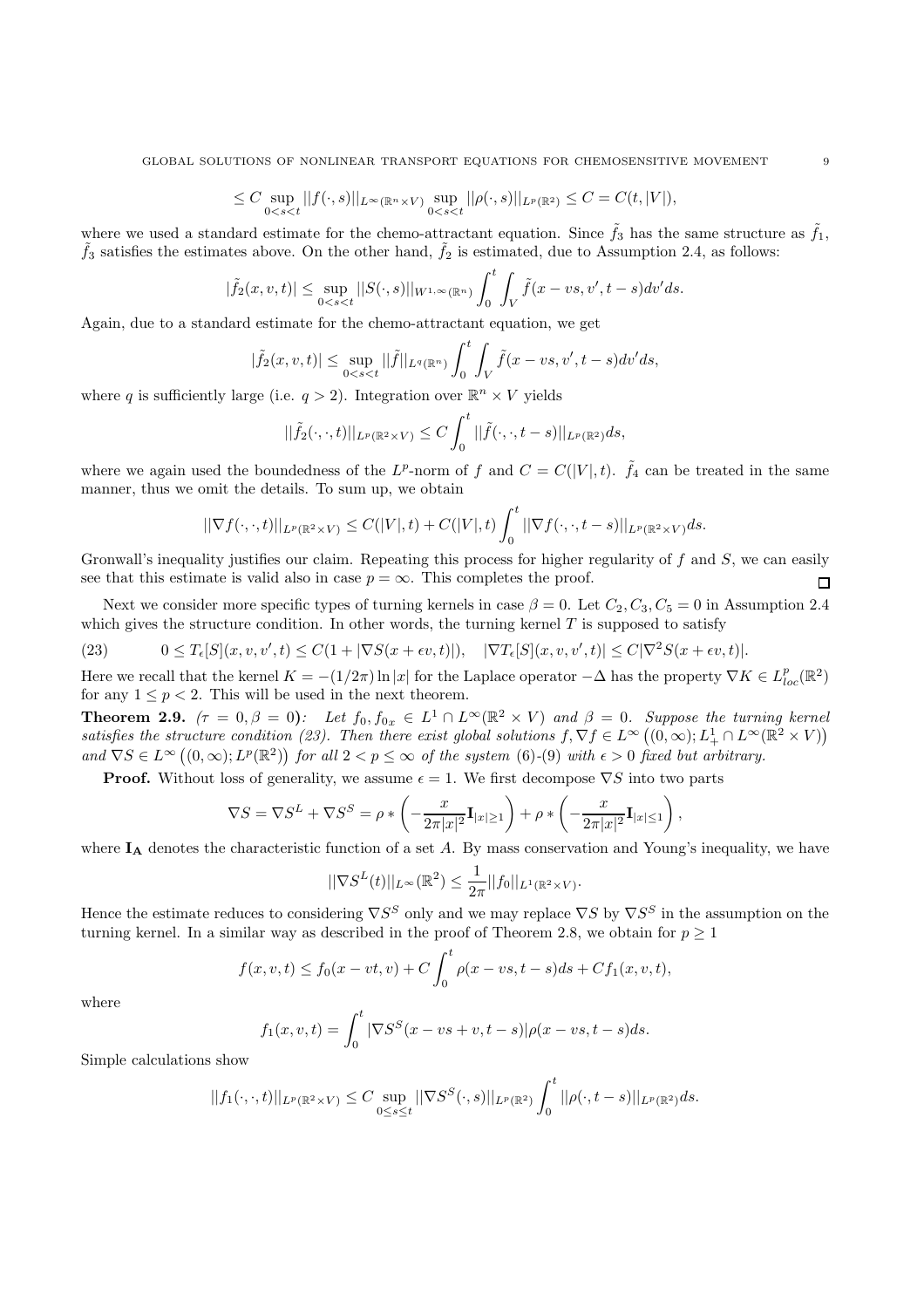$$\leq C \sup_{0<s<t} ||f(\cdot,s)||_{L^\infty(\mathbb{R}^n\times V)} \sup_{0<s<t} ||\rho(\cdot,s)||_{L^p(\mathbb{R}^2)} \leq C = C(t,|V|),$$

where we used a standard estimate for the chemo-attractant equation. Since $\tilde{f}_3$ has the same structure as $\tilde{f}_1$, $\tilde{f}_3$ satisfies the estimates above. On the other hand, $\tilde{f}_2$ is estimated, due to Assumption 2.4, as follows:

$$|\tilde{f}_2(x,v,t)| \leq \sup_{0<s<t} ||S(\cdot,s)||_{W^{1,\infty}(\mathbb{R}^n)} \int_0^t \int_V \tilde{f}(x-vs,v',t-s)dv'ds.$$

Again, due to a standard estimate for the chemo-attractant equation, we get

$$|\tilde{f}_2(x,v,t)| \leq \sup_{0<s<t} ||\tilde{f}||_{L^q(\mathbb{R}^n)} \int_0^t \int_V \tilde{f}(x-vs,v',t-s)dv'ds,$$

where $q$ is sufficiently large (i.e. $q>2$). Integration over $\mathbb{R}^n \times V$ yields

$$||\tilde{f}_2(\cdot,\cdot,t)||_{L^p(\mathbb{R}^2\times V)} \leq C\int_0^t ||\tilde{f}(\cdot,\cdot,t-s)||_{L^p(\mathbb{R}^2)}ds,$$

where we again used the boundedness of the $L^p$-norm of $f$ and $C = C(|V|,t)$. $\tilde{f}_4$ can be treated in the same manner, thus we omit the details. To sum up, we obtain

$$||\nabla f(\cdot,\cdot,t)||_{L^p(\mathbb{R}^2\times V)} \leq C(|V|,t) + C(|V|,t)\int_0^t ||\nabla f(\cdot,\cdot,t-s)||_{L^p(\mathbb{R}^2\times V)}ds.$$

Gronwall's inequality justifies our claim. Repeating this process for higher regularity of $f$ and $S$, we can easily see that this estimate is valid also in case $p=\infty$. This completes the proof. $\square$

Next we consider more specific types of turning kernels in case $\beta = 0$. Let $C_2, C_3, C_5 = 0$ in Assumption 2.4 which gives the structure condition. In other words, the turning kernel $T$ is supposed to satisfy

$$0 \leq T_\epsilon[S](x,v,v',t) \leq C(1+|\nabla S(x+\epsilon v,t)|), \quad |\nabla T_\epsilon[S](x,v,v',t)| \leq C|\nabla^2 S(x+\epsilon v,t)|. \tag{23}$$

Here we recall that the kernel $K = -(1/2\pi)\ln|x|$ for the Laplace operator $-\Delta$ has the property $\nabla K \in L^p_{loc}(\mathbb{R}^2)$ for any $1 \leq p < 2$. This will be used in the next theorem.

**Theorem 2.9.** *($\tau = 0, \beta = 0$): Let $f_0, f_{0x} \in L^1 \cap L^\infty(\mathbb{R}^2 \times V)$ and $\beta = 0$. Suppose the turning kernel satisfies the structure condition (23). Then there exist global solutions $f, \nabla f \in L^\infty\left((0,\infty); L^1_+ \cap L^\infty(\mathbb{R}^2\times V)\right)$ and $\nabla S \in L^\infty\left((0,\infty); L^p(\mathbb{R}^2)\right)$ for all $2 < p \leq \infty$ of the system (6)-(9) with $\epsilon > 0$ fixed but arbitrary.*

**Proof.** Without loss of generality, we assume $\epsilon = 1$. We first decompose $\nabla S$ into two parts

$$\nabla S = \nabla S^L + \nabla S^S = \rho * \left(-\frac{x}{2\pi|x|^2}\mathbf{I}_{|x|\geq 1}\right) + \rho * \left(-\frac{x}{2\pi|x|^2}\mathbf{I}_{|x|\leq 1}\right),$$

where $\mathbf{I_A}$ denotes the characteristic function of a set $A$. By mass conservation and Young's inequality, we have

$$||\nabla S^L(t)||_{L^\infty(\mathbb{R}^2)} \leq \frac{1}{2\pi}||f_0||_{L^1(\mathbb{R}^2\times V)}.$$

Hence the estimate reduces to considering $\nabla S^S$ only and we may replace $\nabla S$ by $\nabla S^S$ in the assumption on the turning kernel. In a similar way as described in the proof of Theorem 2.8, we obtain for $p \geq 1$

$$f(x,v,t) \leq f_0(x-vt,v) + C\int_0^t \rho(x-vs,t-s)ds + Cf_1(x,v,t),$$

where

$$f_1(x,v,t) = \int_0^t |\nabla S^S(x-vs+v,t-s)|\rho(x-vs,t-s)ds.$$

Simple calculations show

$$||f_1(\cdot,\cdot,t)||_{L^p(\mathbb{R}^2\times V)} \leq C\sup_{0\leq s\leq t}||\nabla S^S(\cdot,s)||_{L^p(\mathbb{R}^2)}\int_0^t ||\rho(\cdot,t-s)||_{L^p(\mathbb{R}^2)}ds.$$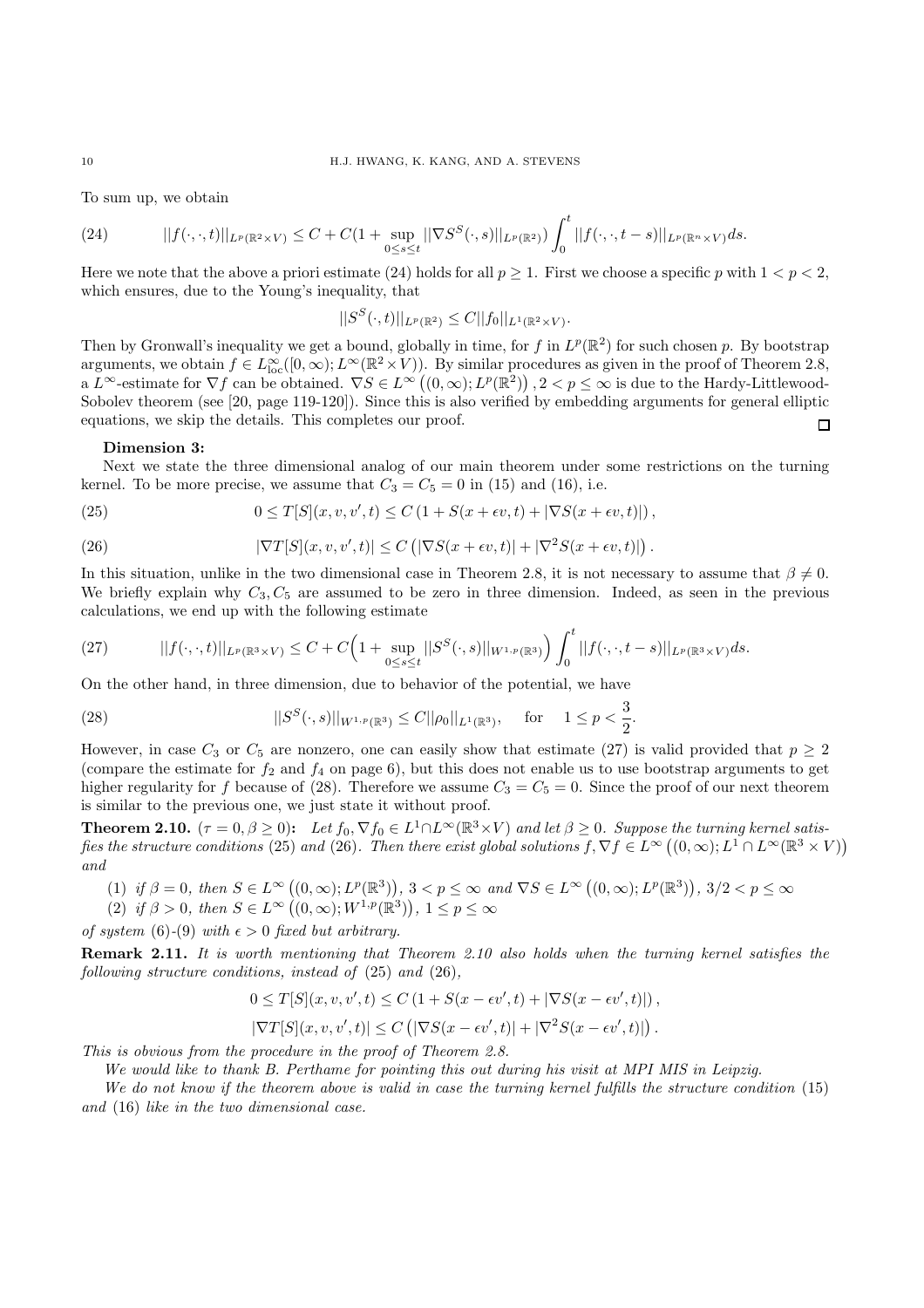To sum up, we obtain

$$||f(\cdot,\cdot,t)||_{L^p(\mathbb{R}^2\times V)} \le C + C(1+\sup_{0\le s\le t}||\nabla S^S(\cdot,s)||_{L^p(\mathbb{R}^2)})\int_0^t ||f(\cdot,\cdot,t-s)||_{L^p(\mathbb{R}^n\times V)}ds. \tag{24}$$

Here we note that the above a priori estimate (24) holds for all $p\ge 1$. First we choose a specific $p$ with $1<p<2$, which ensures, due to the Young's inequality, that

$$||S^S(\cdot,t)||_{L^p(\mathbb{R}^2)} \le C||f_0||_{L^1(\mathbb{R}^2\times V)}.$$

Then by Gronwall's inequality we get a bound, globally in time, for $f$ in $L^p(\mathbb{R}^2)$ for such chosen $p$. By bootstrap arguments, we obtain $f\in L^\infty_{\text{loc}}([0,\infty);L^\infty(\mathbb{R}^2\times V))$. By similar procedures as given in the proof of Theorem 2.8, a $L^\infty$-estimate for $\nabla f$ can be obtained. $\nabla S\in L^\infty\left((0,\infty);L^p(\mathbb{R}^2)\right), 2<p\le\infty$ is due to the Hardy-Littlewood-Sobolev theorem (see [20, page 119-120]). Since this is also verified by embedding arguments for general elliptic equations, we skip the details. This completes our proof. □

**Dimension 3:**

Next we state the three dimensional analog of our main theorem under some restrictions on the turning kernel. To be more precise, we assume that $C_3=C_5=0$ in (15) and (16), i.e.

$$0\le T[S](x,v,v',t)\le C\left(1+S(x+\epsilon v,t)+|\nabla S(x+\epsilon v,t)|\right), \tag{25}$$

$$|\nabla T[S](x,v,v',t)|\le C\left(|\nabla S(x+\epsilon v,t)|+|\nabla^2 S(x+\epsilon v,t)|\right). \tag{26}$$

In this situation, unlike in the two dimensional case in Theorem 2.8, it is not necessary to assume that $\beta\ne 0$. We briefly explain why $C_3, C_5$ are assumed to be zero in three dimension. Indeed, as seen in the previous calculations, we end up with the following estimate

$$||f(\cdot,\cdot,t)||_{L^p(\mathbb{R}^3\times V)} \le C + C\Big(1+\sup_{0\le s\le t}||S^S(\cdot,s)||_{W^{1,p}(\mathbb{R}^3)}\Big)\int_0^t ||f(\cdot,\cdot,t-s)||_{L^p(\mathbb{R}^3\times V)}ds. \tag{27}$$

On the other hand, in three dimension, due to behavior of the potential, we have

$$||S^S(\cdot,s)||_{W^{1,p}(\mathbb{R}^3)}\le C||\rho_0||_{L^1(\mathbb{R}^3)}, \quad \text{for} \quad 1\le p<\frac{3}{2}. \tag{28}$$

However, in case $C_3$ or $C_5$ are nonzero, one can easily show that estimate (27) is valid provided that $p\ge 2$ (compare the estimate for $f_2$ and $f_4$ on page 6), but this does not enable us to use bootstrap arguments to get higher regularity for $f$ because of (28). Therefore we assume $C_3=C_5=0$. Since the proof of our next theorem is similar to the previous one, we just state it without proof.

**Theorem 2.10.** ($\tau=0,\beta\ge 0$)**:** *Let $f_0,\nabla f_0\in L^1\cap L^\infty(\mathbb{R}^3\times V)$ and let $\beta\ge 0$. Suppose the turning kernel satisfies the structure conditions (25) and (26). Then there exist global solutions $f,\nabla f\in L^\infty\left((0,\infty);L^1\cap L^\infty(\mathbb{R}^3\times V)\right)$ and*

1. *if $\beta=0$, then $S\in L^\infty\left((0,\infty);L^p(\mathbb{R}^3)\right)$, $3<p\le\infty$ and $\nabla S\in L^\infty\left((0,\infty);L^p(\mathbb{R}^3)\right)$, $3/2<p\le\infty$*
2. *if $\beta>0$, then $S\in L^\infty\left((0,\infty);W^{1,p}(\mathbb{R}^3)\right)$, $1\le p\le\infty$*

*of system (6)-(9) with $\epsilon>0$ fixed but arbitrary.*

**Remark 2.11.** *It is worth mentioning that Theorem 2.10 also holds when the turning kernel satisfies the following structure conditions, instead of (25) and (26),*

$$0\le T[S](x,v,v',t)\le C\left(1+S(x-\epsilon v',t)+|\nabla S(x-\epsilon v',t)|\right),$$

$$|\nabla T[S](x,v,v',t)|\le C\left(|\nabla S(x-\epsilon v',t)|+|\nabla^2 S(x-\epsilon v',t)|\right).$$

*This is obvious from the procedure in the proof of Theorem 2.8.*

*We would like to thank B. Perthame for pointing this out during his visit at MPI MIS in Leipzig.*

*We do not know if the theorem above is valid in case the turning kernel fulfills the structure condition (15) and (16) like in the two dimensional case.*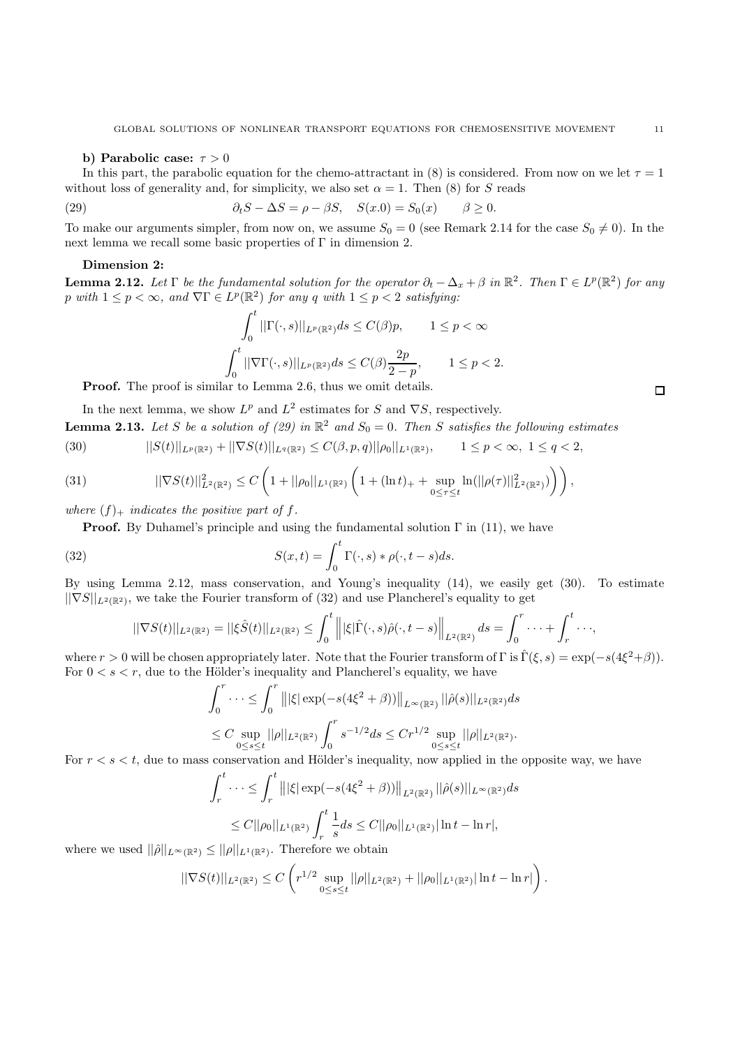**b) Parabolic case: $\tau > 0$**

In this part, the parabolic equation for the chemo-attractant in (8) is considered. From now on we let $\tau = 1$ without loss of generality and, for simplicity, we also set $\alpha = 1$. Then (8) for $S$ reads

$$\partial_t S - \Delta S = \rho - \beta S, \quad S(x.0) = S_0(x) \qquad \beta \geq 0. \tag{29}$$

To make our arguments simpler, from now on, we assume $S_0 = 0$ (see Remark 2.14 for the case $S_0 \neq 0$). In the next lemma we recall some basic properties of $\Gamma$ in dimension 2.

**Dimension 2:**

**Lemma 2.12.** *Let $\Gamma$ be the fundamental solution for the operator $\partial_t - \Delta_x + \beta$ in $\mathbb{R}^2$. Then $\Gamma \in L^p(\mathbb{R}^2)$ for any $p$ with $1 \leq p < \infty$, and $\nabla\Gamma \in L^p(\mathbb{R}^2)$ for any $q$ with $1 \leq p < 2$ satisfying:*

$$\int_0^t ||\Gamma(\cdot, s)||_{L^p(\mathbb{R}^2)} ds \leq C(\beta)p, \qquad 1 \leq p < \infty$$

$$\int_0^t ||\nabla\Gamma(\cdot, s)||_{L^p(\mathbb{R}^2)} ds \leq C(\beta)\frac{2p}{2-p}, \qquad 1 \leq p < 2.$$

**Proof.** The proof is similar to Lemma 2.6, thus we omit details. $\square$

In the next lemma, we show $L^p$ and $L^2$ estimates for $S$ and $\nabla S$, respectively.

**Lemma 2.13.** *Let $S$ be a solution of (29) in $\mathbb{R}^2$ and $S_0 = 0$. Then $S$ satisfies the following estimates*

$$||S(t)||_{L^p(\mathbb{R}^2)} + ||\nabla S(t)||_{L^q(\mathbb{R}^2)} \leq C(\beta, p, q)||\rho_0||_{L^1(\mathbb{R}^2)}, \qquad 1 \leq p < \infty, \ 1 \leq q < 2, \tag{30}$$

$$||\nabla S(t)||^2_{L^2(\mathbb{R}^2)} \leq C\left(1 + ||\rho_0||_{L^1(\mathbb{R}^2)}\left(1 + (\ln t)_+ + \sup_{0\leq\tau\leq t} \ln(||\rho(\tau)||^2_{L^2(\mathbb{R}^2)})\right)\right), \tag{31}$$

*where $(f)_+$ indicates the positive part of $f$.*

**Proof.** By Duhamel's principle and using the fundamental solution $\Gamma$ in (11), we have

$$S(x, t) = \int_0^t \Gamma(\cdot, s) * \rho(\cdot, t - s) ds. \tag{32}$$

By using Lemma 2.12, mass conservation, and Young's inequality (14), we easily get (30). To estimate $||\nabla S||_{L^2(\mathbb{R}^2)}$, we take the Fourier transform of (32) and use Plancherel's equality to get

$$||\nabla S(t)||_{L^2(\mathbb{R}^2)} = ||\xi\hat{S}(t)||_{L^2(\mathbb{R}^2)} \leq \int_0^t \left\| |\xi|\hat{\Gamma}(\cdot, s)\hat{\rho}(\cdot, t - s)\right\|_{L^2(\mathbb{R}^2)} ds = \int_0^r \cdots + \int_r^t \cdots,$$

where $r > 0$ will be chosen appropriately later. Note that the Fourier transform of $\Gamma$ is $\hat{\Gamma}(\xi, s) = \exp(-s(4\xi^2 + \beta))$. For $0 < s < r$, due to the Hölder's inequality and Plancherel's equality, we have

$$\int_0^r \cdots \leq \int_0^r \left\||\xi| \exp(-s(4\xi^2 + \beta))\right\|_{L^\infty(\mathbb{R}^2)} ||\hat{\rho}(s)||_{L^2(\mathbb{R}^2)} ds$$

$$\leq C \sup_{0\leq s\leq t} ||\rho||_{L^2(\mathbb{R}^2)} \int_0^r s^{-1/2} ds \leq Cr^{1/2} \sup_{0\leq s\leq t} ||\rho||_{L^2(\mathbb{R}^2)}.$$

For $r < s < t$, due to mass conservation and Hölder's inequality, now applied in the opposite way, we have

$$\int_r^t \cdots \leq \int_r^t \left\||\xi| \exp(-s(4\xi^2 + \beta))\right\|_{L^2(\mathbb{R}^2)} ||\hat{\rho}(s)||_{L^\infty(\mathbb{R}^2)} ds$$

$$\leq C||\rho_0||_{L^1(\mathbb{R}^2)} \int_r^t \frac{1}{s} ds \leq C||\rho_0||_{L^1(\mathbb{R}^2)} |\ln t - \ln r|,$$

where we used $||\hat{\rho}||_{L^\infty(\mathbb{R}^2)} \leq ||\rho||_{L^1(\mathbb{R}^2)}$. Therefore we obtain

$$||\nabla S(t)||_{L^2(\mathbb{R}^2)} \leq C\left(r^{1/2} \sup_{0\leq s\leq t} ||\rho||_{L^2(\mathbb{R}^2)} + ||\rho_0||_{L^1(\mathbb{R}^2)} |\ln t - \ln r|\right).$$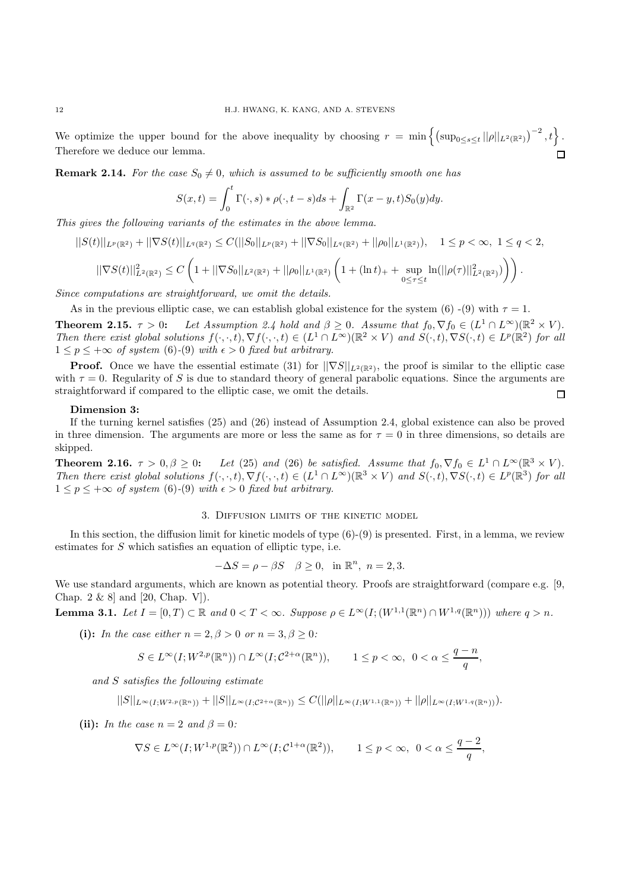We optimize the upper bound for the above inequality by choosing $r = \min\left\{ \left(\sup_{0\le s\le t} ||\rho||_{L^2(\mathbb{R}^2)}\right)^{-2}, t \right\}$. Therefore we deduce our lemma. ◻

**Remark 2.14.** *For the case $S_0 \neq 0$, which is assumed to be sufficiently smooth one has*

$$S(x,t) = \int_0^t \Gamma(\cdot, s) * \rho(\cdot, t-s) ds + \int_{\mathbb{R}^2} \Gamma(x-y,t) S_0(y) dy.$$

*This gives the following variants of the estimates in the above lemma.*

$$||S(t)||_{L^p(\mathbb{R}^2)} + ||\nabla S(t)||_{L^q(\mathbb{R}^2)} \le C(||S_0||_{L^p(\mathbb{R}^2)} + ||\nabla S_0||_{L^q(\mathbb{R}^2)} + ||\rho_0||_{L^1(\mathbb{R}^2)}), \quad 1 \le p < \infty, \ 1 \le q < 2,$$

$$||\nabla S(t)||^2_{L^2(\mathbb{R}^2)} \le C\left(1 + ||\nabla S_0||_{L^2(\mathbb{R}^2)} + ||\rho_0||_{L^1(\mathbb{R}^2)}\left(1 + (\ln t)_+ + \sup_{0\le\tau\le t} \ln(||\rho(\tau)||^2_{L^2(\mathbb{R}^2)})\right)\right).$$

*Since computations are straightforward, we omit the details.*

As in the previous elliptic case, we can establish global existence for the system (6) -(9) with $\tau = 1$.

**Theorem 2.15.** $\tau > 0$**:** *Let Assumption 2.4 hold and $\beta \ge 0$. Assume that $f_0, \nabla f_0 \in (L^1 \cap L^\infty)(\mathbb{R}^2 \times V)$. Then there exist global solutions $f(\cdot,\cdot,t), \nabla f(\cdot,\cdot,t) \in (L^1 \cap L^\infty)(\mathbb{R}^2 \times V)$ and $S(\cdot,t), \nabla S(\cdot,t) \in L^p(\mathbb{R}^2)$ for all $1 \le p \le +\infty$ of system (6)-(9) with $\epsilon > 0$ fixed but arbitrary.*

**Proof.** Once we have the essential estimate (31) for $||\nabla S||_{L^2(\mathbb{R}^2)}$, the proof is similar to the elliptic case with $\tau = 0$. Regularity of $S$ is due to standard theory of general parabolic equations. Since the arguments are straightforward if compared to the elliptic case, we omit the details. ◻

**Dimension 3:**

If the turning kernel satisfies (25) and (26) instead of Assumption 2.4, global existence can also be proved in three dimension. The arguments are more or less the same as for $\tau = 0$ in three dimensions, so details are skipped.

**Theorem 2.16.** $\tau > 0, \beta \ge 0$**:** *Let (25) and (26) be satisfied. Assume that $f_0, \nabla f_0 \in L^1 \cap L^\infty(\mathbb{R}^3 \times V)$. Then there exist global solutions $f(\cdot,\cdot,t), \nabla f(\cdot,\cdot,t) \in (L^1 \cap L^\infty)(\mathbb{R}^3 \times V)$ and $S(\cdot,t), \nabla S(\cdot,t) \in L^p(\mathbb{R}^3)$ for all $1 \le p \le +\infty$ of system (6)-(9) with $\epsilon > 0$ fixed but arbitrary.*

## 3. Diffusion limits of the kinetic model

In this section, the diffusion limit for kinetic models of type (6)-(9) is presented. First, in a lemma, we review estimates for $S$ which satisfies an equation of elliptic type, i.e.

$$-\Delta S = \rho - \beta S \quad \beta \ge 0, \quad \text{in } \mathbb{R}^n, \ n = 2, 3.$$

We use standard arguments, which are known as potential theory. Proofs are straightforward (compare e.g. [9, Chap. 2 & 8] and [20, Chap. V]).

**Lemma 3.1.** *Let $I = [0,T) \subset \mathbb{R}$ and $0 < T < \infty$. Suppose $\rho \in L^\infty(I; (W^{1,1}(\mathbb{R}^n) \cap W^{1,q}(\mathbb{R}^n)))$ where $q > n$.*

**(i):** *In the case either $n = 2, \beta > 0$ or $n = 3, \beta \ge 0$:*

$$S \in L^\infty(I; W^{2,p}(\mathbb{R}^n)) \cap L^\infty(I; \mathcal{C}^{2+\alpha}(\mathbb{R}^n)), \qquad 1 \le p < \infty, \ 0 < \alpha \le \frac{q-n}{q},$$

*and $S$ satisfies the following estimate*

$$||S||_{L^\infty(I;W^{2,p}(\mathbb{R}^n))} + ||S||_{L^\infty(I;\mathcal{C}^{2+\alpha}(\mathbb{R}^n))} \le C(||\rho||_{L^\infty(I;W^{1,1}(\mathbb{R}^n))} + ||\rho||_{L^\infty(I;W^{1,q}(\mathbb{R}^n))}).$$

**(ii):** *In the case $n = 2$ and $\beta = 0$:*

$$\nabla S \in L^\infty(I; W^{1,p}(\mathbb{R}^2)) \cap L^\infty(I; \mathcal{C}^{1+\alpha}(\mathbb{R}^2)), \qquad 1 \le p < \infty, \ 0 < \alpha \le \frac{q-2}{q},$$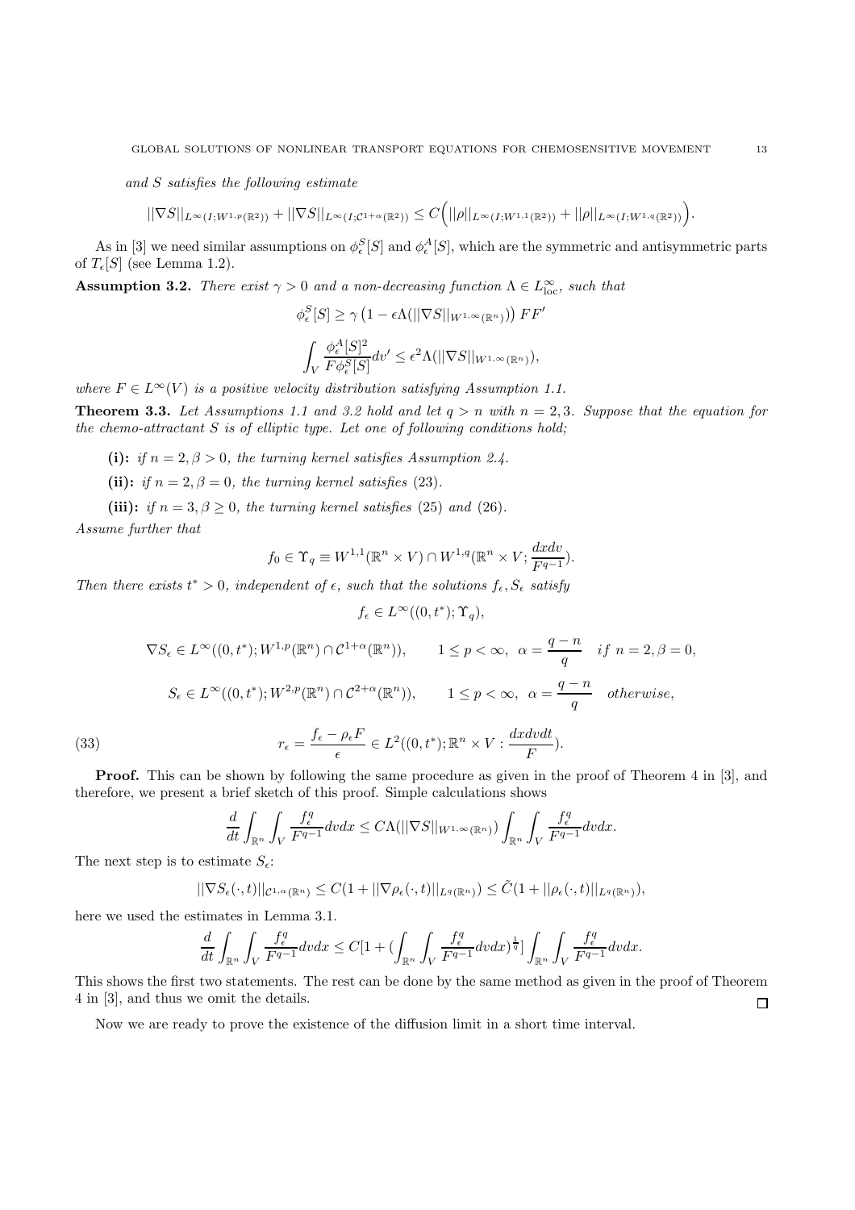*and $S$ satisfies the following estimate*

$$||\nabla S||_{L^\infty(I;W^{1,p}(\mathbb{R}^2))} + ||\nabla S||_{L^\infty(I;\mathcal{C}^{1+\alpha}(\mathbb{R}^2))} \leq C\Big(||\rho||_{L^\infty(I;W^{1,1}(\mathbb{R}^2))} + ||\rho||_{L^\infty(I;W^{1,q}(\mathbb{R}^2))}\Big).$$

As in [3] we need similar assumptions on $\phi^S_\epsilon[S]$ and $\phi^A_\epsilon[S]$, which are the symmetric and antisymmetric parts of $T_\epsilon[S]$ (see Lemma 1.2).

**Assumption 3.2.** *There exist $\gamma > 0$ and a non-decreasing function $\Lambda \in L^\infty_{\text{loc}}$, such that*

$$\phi^S_\epsilon[S] \geq \gamma\left(1 - \epsilon\Lambda(||\nabla S||_{W^{1,\infty}(\mathbb{R}^n)})\right) FF'$$

$$\int_V \frac{\phi^A_\epsilon[S]^2}{F\phi^S_\epsilon[S]} dv' \leq \epsilon^2 \Lambda(||\nabla S||_{W^{1,\infty}(\mathbb{R}^n)}),$$

*where $F \in L^\infty(V)$ is a positive velocity distribution satisfying Assumption 1.1.*

**Theorem 3.3.** *Let Assumptions 1.1 and 3.2 hold and let $q > n$ with $n = 2, 3$. Suppose that the equation for the chemo-attractant $S$ is of elliptic type. Let one of following conditions hold;*

- **(i):** *if $n = 2, \beta > 0$, the turning kernel satisfies Assumption 2.4.*
- **(ii):** *if $n = 2, \beta = 0$, the turning kernel satisfies (23).*
- **(iii):** *if $n = 3, \beta \geq 0$, the turning kernel satisfies (25) and (26).*

*Assume further that*

$$f_0 \in \Upsilon_q \equiv W^{1,1}(\mathbb{R}^n \times V) \cap W^{1,q}(\mathbb{R}^n \times V; \frac{dxdv}{F^{q-1}}).$$

*Then there exists $t^* > 0$, independent of $\epsilon$, such that the solutions $f_\epsilon, S_\epsilon$ satisfy*

$$f_\epsilon \in L^\infty((0,t^*); \Upsilon_q),$$

$$\nabla S_\epsilon \in L^\infty((0,t^*); W^{1,p}(\mathbb{R}^n) \cap \mathcal{C}^{1+\alpha}(\mathbb{R}^n)), \qquad 1 \leq p < \infty,\ \ \alpha = \frac{q-n}{q} \quad if\ n = 2, \beta = 0,$$

$$S_\epsilon \in L^\infty((0,t^*); W^{2,p}(\mathbb{R}^n) \cap \mathcal{C}^{2+\alpha}(\mathbb{R}^n)), \qquad 1 \leq p < \infty,\ \ \alpha = \frac{q-n}{q} \quad otherwise,$$

$$r_\epsilon = \frac{f_\epsilon - \rho_\epsilon F}{\epsilon} \in L^2((0,t^*); \mathbb{R}^n \times V : \frac{dxdvdt}{F}). \tag{33}$$

**Proof.** This can be shown by following the same procedure as given in the proof of Theorem 4 in [3], and therefore, we present a brief sketch of this proof. Simple calculations shows

$$\frac{d}{dt}\int_{\mathbb{R}^n}\int_V \frac{f^q_\epsilon}{F^{q-1}} dvdx \leq C\Lambda(||\nabla S||_{W^{1,\infty}(\mathbb{R}^n)}) \int_{\mathbb{R}^n}\int_V \frac{f^q_\epsilon}{F^{q-1}} dvdx.$$

The next step is to estimate $S_\epsilon$:

$$||\nabla S_\epsilon(\cdot,t)||_{\mathcal{C}^{1,\alpha}(\mathbb{R}^n)} \leq C(1 + ||\nabla\rho_\epsilon(\cdot,t)||_{L^q(\mathbb{R}^n)}) \leq \tilde{C}(1 + ||\rho_\epsilon(\cdot,t)||_{L^q(\mathbb{R}^n)}),$$

here we used the estimates in Lemma 3.1.

$$\frac{d}{dt}\int_{\mathbb{R}^n}\int_V \frac{f^q_\epsilon}{F^{q-1}} dvdx \leq C[1 + (\int_{\mathbb{R}^n}\int_V \frac{f^q_\epsilon}{F^{q-1}} dvdx)^{\frac{1}{q}}] \int_{\mathbb{R}^n}\int_V \frac{f^q_\epsilon}{F^{q-1}} dvdx.$$

This shows the first two statements. The rest can be done by the same method as given in the proof of Theorem 4 in [3], and thus we omit the details. $\square$

Now we are ready to prove the existence of the diffusion limit in a short time interval.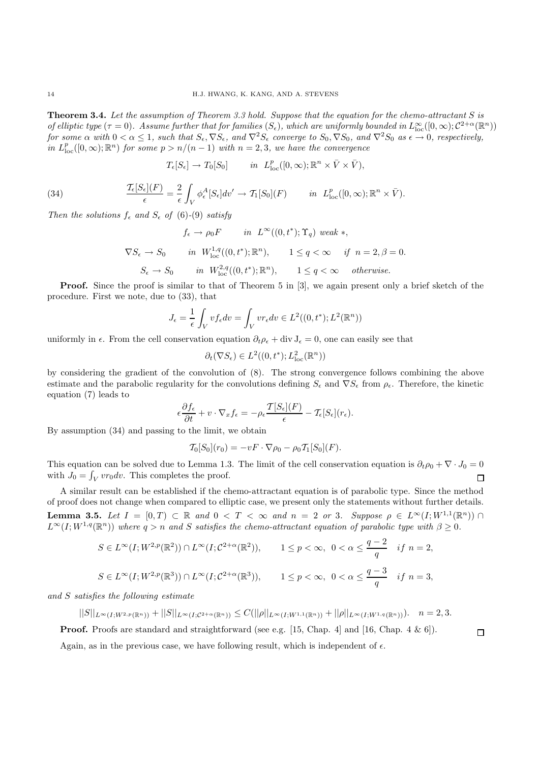**Theorem 3.4.** *Let the assumption of Theorem 3.3 hold. Suppose that the equation for the chemo-attractant $S$ is of elliptic type ($\tau = 0$). Assume further that for families $(S_\epsilon)$, which are uniformly bounded in $L^\infty_{\rm loc}([0,\infty);\mathcal{C}^{2+\alpha}(\mathbb{R}^n))$ for some $\alpha$ with $0 < \alpha \le 1$, such that $S_\epsilon, \nabla S_\epsilon$, and $\nabla^2 S_\epsilon$ converge to $S_0, \nabla S_0$, and $\nabla^2 S_0$ as $\epsilon \to 0$, respectively, in $L^p_{\rm loc}([0,\infty);\mathbb{R}^n)$ for some $p > n/(n-1)$ with $n = 2, 3$, we have the convergence*

$$T_\epsilon[S_\epsilon] \to T_0[S_0] \qquad in \;\; L^p_{\rm loc}([0,\infty);\mathbb{R}^n \times \bar{V} \times \bar{V}),$$

$$\frac{\mathcal{T}_\epsilon[S_\epsilon](F)}{\epsilon} = \frac{2}{\epsilon}\int_V \phi^A_\epsilon[S_\epsilon]dv' \to \mathcal{T}_1[S_0](F) \qquad in \;\; L^p_{\rm loc}([0,\infty);\mathbb{R}^n \times \bar{V}). \tag{34}$$

*Then the solutions $f_\epsilon$ and $S_\epsilon$ of (6)-(9) satisfy*

$$f_\epsilon \to \rho_0 F \qquad in \;\; L^\infty((0,t^*);\Upsilon_q) \; weak *,$$

$$\nabla S_\epsilon \to S_0 \qquad in \;\; W^{1,q}_{\rm loc}((0,t^*);\mathbb{R}^n), \qquad 1 \le q < \infty \quad if \;\; n = 2, \beta = 0.$$

$$S_\epsilon \to S_0 \qquad in \;\; W^{2,q}_{\rm loc}((0,t^*);\mathbb{R}^n), \qquad 1 \le q < \infty \quad otherwise.$$

**Proof.** Since the proof is similar to that of Theorem 5 in [3], we again present only a brief sketch of the procedure. First we note, due to (33), that

$$J_\epsilon = \frac{1}{\epsilon}\int_V v f_\epsilon dv = \int_V v r_\epsilon dv \in L^2((0,t^*);L^2(\mathbb{R}^n))$$

uniformly in $\epsilon$. From the cell conservation equation $\partial_t \rho_\epsilon + {\rm div}\, {\rm J}_\epsilon = 0$, one can easily see that

$$\partial_t(\nabla S_\epsilon) \in L^2((0,t^*);L^2_{\rm loc}(\mathbb{R}^n))$$

by considering the gradient of the convolution of (8). The strong convergence follows combining the above estimate and the parabolic regularity for the convolutions defining $S_\epsilon$ and $\nabla S_\epsilon$ from $\rho_\epsilon$. Therefore, the kinetic equation (7) leads to

$$\epsilon\frac{\partial f_\epsilon}{\partial t} + v \cdot \nabla_x f_\epsilon = -\rho_\epsilon \frac{\mathcal{T}[S_\epsilon](F)}{\epsilon} - \mathcal{T}_\epsilon[S_\epsilon](r_\epsilon).$$

By assumption (34) and passing to the limit, we obtain

$$\mathcal{T}_0[S_0](r_0) = -vF \cdot \nabla \rho_0 - \rho_0 \mathcal{T}_1[S_0](F).$$

This equation can be solved due to Lemma 1.3. The limit of the cell conservation equation is $\partial_t \rho_0 + \nabla \cdot J_0 = 0$ with $J_0 = \int_V v r_0 dv$. This completes the proof. $\square$

A similar result can be established if the chemo-attractant equation is of parabolic type. Since the method of proof does not change when compared to elliptic case, we present only the statements without further details.

**Lemma 3.5.** *Let $I = [0,T) \subset \mathbb{R}$ and $0 < T < \infty$ and $n = 2$ or $3$. Suppose $\rho \in L^\infty(I;W^{1,1}(\mathbb{R}^n)) \cap L^\infty(I;W^{1,q}(\mathbb{R}^n))$ where $q > n$ and $S$ satisfies the chemo-attractant equation of parabolic type with $\beta \ge 0$.*

$$S \in L^\infty(I;W^{2,p}(\mathbb{R}^2)) \cap L^\infty(I;\mathcal{C}^{2+\alpha}(\mathbb{R}^2)), \qquad 1 \le p < \infty, \;\; 0 < \alpha \le \frac{q-2}{q} \quad if \;\; n = 2,$$

$$S \in L^\infty(I;W^{2,p}(\mathbb{R}^3)) \cap L^\infty(I;\mathcal{C}^{2+\alpha}(\mathbb{R}^3)), \qquad 1 \le p < \infty, \;\; 0 < \alpha \le \frac{q-3}{q} \quad if \;\; n = 3,$$

*and $S$ satisfies the following estimate*

$$||S||_{L^\infty(I;W^{2,p}(\mathbb{R}^n))} + ||S||_{L^\infty(I;\mathcal{C}^{2+\alpha}(\mathbb{R}^n))} \le C(||\rho||_{L^\infty(I;W^{1,1}(\mathbb{R}^n))} + ||\rho||_{L^\infty(I;W^{1,q}(\mathbb{R}^n))}). \quad n = 2, 3.$$

**Proof.** Proofs are standard and straightforward (see e.g. [15, Chap. 4] and [16, Chap. 4 & 6]). $\square$

Again, as in the previous case, we have following result, which is independent of $\epsilon$.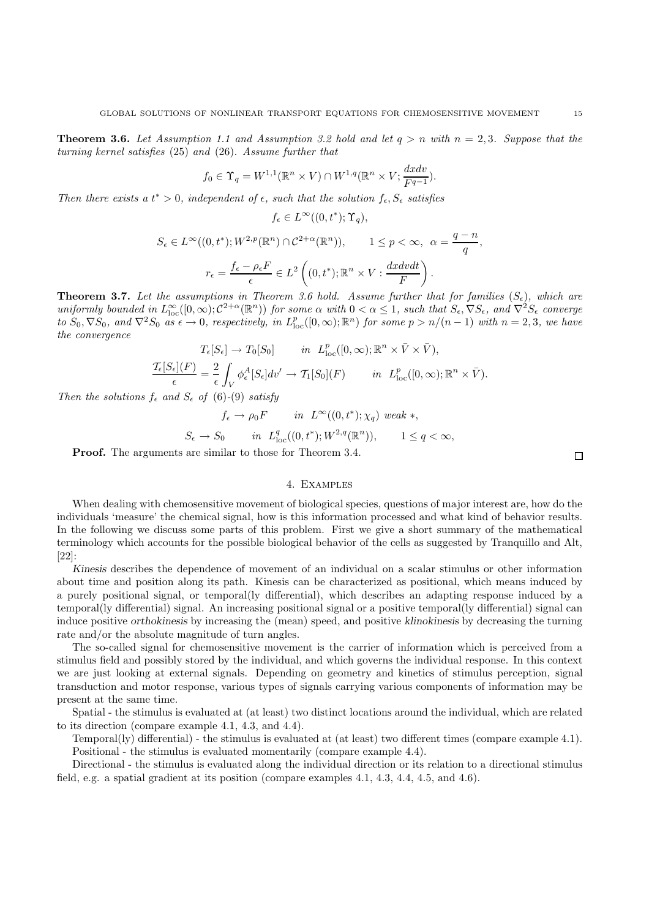**Theorem 3.6.** *Let Assumption 1.1 and Assumption 3.2 hold and let $q > n$ with $n = 2, 3$. Suppose that the turning kernel satisfies* (25) *and* (26). *Assume further that*

$$f_0 \in \Upsilon_q = W^{1,1}(\mathbb{R}^n \times V) \cap W^{1,q}(\mathbb{R}^n \times V; \frac{dxdv}{F^{q-1}}).$$

*Then there exists a $t^* > 0$, independent of $\epsilon$, such that the solution $f_\epsilon, S_\epsilon$ satisfies*

$$f_\epsilon \in L^\infty((0,t^*); \Upsilon_q),$$

$$S_\epsilon \in L^\infty((0,t^*); W^{2,p}(\mathbb{R}^n) \cap \mathcal{C}^{2+\alpha}(\mathbb{R}^n)), \qquad 1 \le p < \infty, \;\; \alpha = \frac{q-n}{q},$$

$$r_\epsilon = \frac{f_\epsilon - \rho_\epsilon F}{\epsilon} \in L^2\left((0,t^*); \mathbb{R}^n \times V : \frac{dxdvdt}{F}\right).$$

**Theorem 3.7.** *Let the assumptions in Theorem 3.6 hold. Assume further that for families $(S_\epsilon)$, which are uniformly bounded in $L^\infty_{\rm loc}([0,\infty); \mathcal{C}^{2+\alpha}(\mathbb{R}^n))$ for some $\alpha$ with $0 < \alpha \le 1$, such that $S_\epsilon, \nabla S_\epsilon$, and $\nabla^2 S_\epsilon$ converge to $S_0, \nabla S_0$, and $\nabla^2 S_0$ as $\epsilon \to 0$, respectively, in $L^p_{\rm loc}([0,\infty); \mathbb{R}^n)$ for some $p > n/(n-1)$ with $n = 2, 3$, we have the convergence*

$$T_\epsilon[S_\epsilon] \to T_0[S_0] \qquad in \;\; L^p_{\rm loc}([0,\infty); \mathbb{R}^n \times \bar{V} \times \bar{V}),$$

$$\frac{\mathcal{T}_\epsilon[S_\epsilon](F)}{\epsilon} = \frac{2}{\epsilon}\int_V \phi^A_\epsilon[S_\epsilon]dv' \to \mathcal{T}_1[S_0](F) \qquad in \;\; L^p_{\rm loc}([0,\infty); \mathbb{R}^n \times \bar{V}).$$

*Then the solutions $f_\epsilon$ and $S_\epsilon$ of* (6)-(9) *satisfy*

$$f_\epsilon \to \rho_0 F \qquad in \;\; L^\infty((0,t^*); \chi_q) \;\; weak *,$$

$$S_\epsilon \to S_0 \qquad in \;\; L^q_{\rm loc}((0,t^*); W^{2,q}(\mathbb{R}^n)), \qquad 1 \le q < \infty,$$

**Proof.** The arguments are similar to those for Theorem 3.4. □

## 4. Examples

When dealing with chemosensitive movement of biological species, questions of major interest are, how do the individuals 'measure' the chemical signal, how is this information processed and what kind of behavior results. In the following we discuss some parts of this problem. First we give a short summary of the mathematical terminology which accounts for the possible biological behavior of the cells as suggested by Tranquillo and Alt, [22]:

*Kinesis* describes the dependence of movement of an individual on a scalar stimulus or other information about time and position along its path. Kinesis can be characterized as positional, which means induced by a purely positional signal, or temporal(ly differential), which describes an adapting response induced by a temporal(ly differential) signal. An increasing positional signal or a positive temporal(ly differential) signal can induce positive *orthokinesis* by increasing the (mean) speed, and positive *klinokinesis* by decreasing the turning rate and/or the absolute magnitude of turn angles.

The so-called signal for chemosensitive movement is the carrier of information which is perceived from a stimulus field and possibly stored by the individual, and which governs the individual response. In this context we are just looking at external signals. Depending on geometry and kinetics of stimulus perception, signal transduction and motor response, various types of signals carrying various components of information may be present at the same time.

Spatial - the stimulus is evaluated at (at least) two distinct locations around the individual, which are related to its direction (compare example 4.1, 4.3, and 4.4).

Temporal(ly) differential) - the stimulus is evaluated at (at least) two different times (compare example 4.1).

Positional - the stimulus is evaluated momentarily (compare example 4.4).

Directional - the stimulus is evaluated along the individual direction or its relation to a directional stimulus field, e.g. a spatial gradient at its position (compare examples 4.1, 4.3, 4.4, 4.5, and 4.6).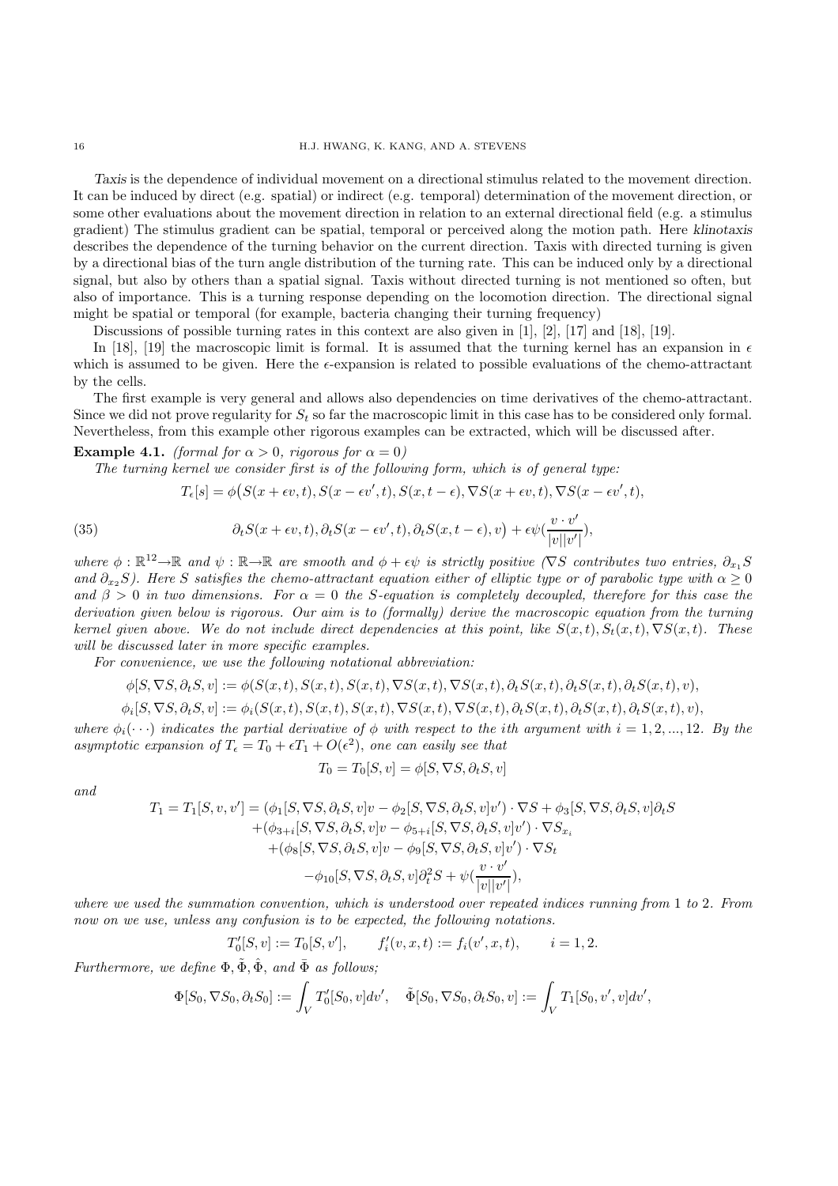*Taxis* is the dependence of individual movement on a directional stimulus related to the movement direction. It can be induced by direct (e.g. spatial) or indirect (e.g. temporal) determination of the movement direction, or some other evaluations about the movement direction in relation to an external directional field (e.g. a stimulus gradient) The stimulus gradient can be spatial, temporal or perceived along the motion path. Here *klinotaxis* describes the dependence of the turning behavior on the current direction. Taxis with directed turning is given by a directional bias of the turn angle distribution of the turning rate. This can be induced only by a directional signal, but also by others than a spatial signal. Taxis without directed turning is not mentioned so often, but also of importance. This is a turning response depending on the locomotion direction. The directional signal might be spatial or temporal (for example, bacteria changing their turning frequency)

Discussions of possible turning rates in this context are also given in [1], [2], [17] and [18], [19].

In [18], [19] the macroscopic limit is formal. It is assumed that the turning kernel has an expansion in $\epsilon$ which is assumed to be given. Here the $\epsilon$-expansion is related to possible evaluations of the chemo-attractant by the cells.

The first example is very general and allows also dependencies on time derivatives of the chemo-attractant. Since we did not prove regularity for $S_t$ so far the macroscopic limit in this case has to be considered only formal. Nevertheless, from this example other rigorous examples can be extracted, which will be discussed after.

**Example 4.1.** *(formal for $\alpha > 0$, rigorous for $\alpha = 0$)*

*The turning kernel we consider first is of the following form, which is of general type:*

$$
T_\epsilon[s] = \phi\big(S(x+\epsilon v,t), S(x-\epsilon v',t), S(x,t-\epsilon), \nabla S(x+\epsilon v,t), \nabla S(x-\epsilon v',t),
$$

$$
\partial_t S(x+\epsilon v,t), \partial_t S(x-\epsilon v',t), \partial_t S(x,t-\epsilon), v\big) + \epsilon\psi\Big(\frac{v\cdot v'}{|v||v'|}\Big), \tag{35}
$$

*where $\phi : \mathbb{R}^{12}\to\mathbb{R}$ and $\psi : \mathbb{R}\to\mathbb{R}$ are smooth and $\phi + \epsilon\psi$ is strictly positive ($\nabla S$ contributes two entries, $\partial_{x_1} S$ and $\partial_{x_2} S$). Here $S$ satisfies the chemo-attractant equation either of elliptic type or of parabolic type with $\alpha \geq 0$ and $\beta > 0$ in two dimensions. For $\alpha = 0$ the $S$-equation is completely decoupled, therefore for this case the derivation given below is rigorous. Our aim is to (formally) derive the macroscopic equation from the turning kernel given above. We do not include direct dependencies at this point, like $S(x,t), S_t(x,t), \nabla S(x,t)$. These will be discussed later in more specific examples.*

*For convenience, we use the following notational abbreviation:*

$$
\phi[S,\nabla S,\partial_t S,v] := \phi(S(x,t),S(x,t),S(x,t),\nabla S(x,t),\nabla S(x,t),\partial_t S(x,t),\partial_t S(x,t),\partial_t S(x,t),v),
$$

$$
\phi_i[S,\nabla S,\partial_t S,v] := \phi_i(S(x,t),S(x,t),S(x,t),\nabla S(x,t),\nabla S(x,t),\partial_t S(x,t),\partial_t S(x,t),\partial_t S(x,t),v),
$$

*where $\phi_i(\cdots)$ indicates the partial derivative of $\phi$ with respect to the ith argument with $i = 1, 2, ..., 12$. By the asymptotic expansion of $T_\epsilon = T_0 + \epsilon T_1 + O(\epsilon^2)$, one can easily see that*

$$
T_0 = T_0[S,v] = \phi[S,\nabla S,\partial_t S,v]
$$

*and*

$$
\begin{aligned}
T_1 = T_1[S,v,v'] = {} & (\phi_1[S,\nabla S,\partial_t S,v]v - \phi_2[S,\nabla S,\partial_t S,v]v')\cdot\nabla S + \phi_3[S,\nabla S,\partial_t S,v]\partial_t S \\
& +(\phi_{3+i}[S,\nabla S,\partial_t S,v]v - \phi_{5+i}[S,\nabla S,\partial_t S,v]v')\cdot\nabla S_{x_i} \\
& +(\phi_8[S,\nabla S,\partial_t S,v]v - \phi_9[S,\nabla S,\partial_t S,v]v')\cdot\nabla S_t \\
& -\phi_{10}[S,\nabla S,\partial_t S,v]\partial_t^2 S + \psi\Big(\frac{v\cdot v'}{|v||v'|}\Big),
\end{aligned}
$$

*where we used the summation convention, which is understood over repeated indices running from 1 to 2. From now on we use, unless any confusion is to be expected, the following notations.*

$$
T_0'[S,v] := T_0[S,v'], \qquad f_i'(v,x,t) := f_i(v',x,t), \qquad i = 1,2.
$$

*Furthermore, we define $\Phi, \tilde{\Phi}, \hat{\Phi}$, and $\bar{\Phi}$ as follows;*

$$
\Phi[S_0,\nabla S_0,\partial_t S_0] := \int_V T_0'[S_0,v]dv', \quad \tilde{\Phi}[S_0,\nabla S_0,\partial_t S_0,v] := \int_V T_1[S_0,v',v]dv',
$$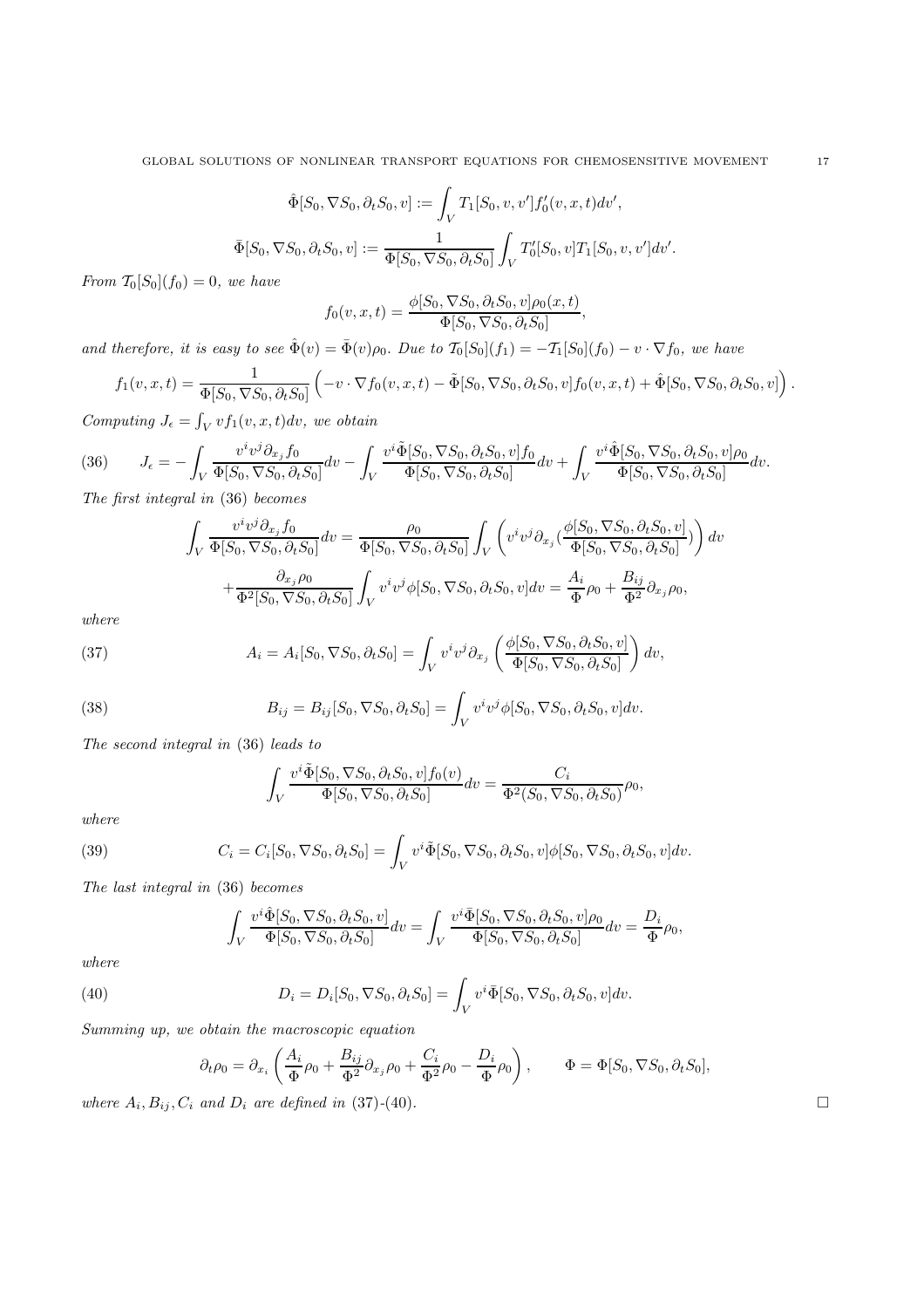$$\hat{\Phi}[S_0, \nabla S_0, \partial_t S_0, v] := \int_V T_1[S_0, v, v'] f_0'(v, x, t) dv',$$

$$\bar{\Phi}[S_0, \nabla S_0, \partial_t S_0, v] := \frac{1}{\Phi[S_0, \nabla S_0, \partial_t S_0]} \int_V T_0'[S_0, v] T_1[S_0, v, v'] dv'.$$

*From* $\mathcal{T}_0[S_0](f_0) = 0$*, we have*

$$f_0(v, x, t) = \frac{\phi[S_0, \nabla S_0, \partial_t S_0, v] \rho_0(x, t)}{\Phi[S_0, \nabla S_0, \partial_t S_0]},$$

*and therefore, it is easy to see* $\hat{\Phi}(v) = \bar{\Phi}(v) \rho_0$*. Due to* $\mathcal{T}_0[S_0](f_1) = -\mathcal{T}_1[S_0](f_0) - v \cdot \nabla f_0$*, we have*

$$f_1(v, x, t) = \frac{1}{\Phi[S_0, \nabla S_0, \partial_t S_0]} \left( -v \cdot \nabla f_0(v, x, t) - \tilde{\Phi}[S_0, \nabla S_0, \partial_t S_0, v] f_0(v, x, t) + \hat{\Phi}[S_0, \nabla S_0, \partial_t S_0, v] \right).$$

*Computing* $J_\epsilon = \int_V v f_1(v, x, t) dv$*, we obtain*

$$J_\epsilon = -\int_V \frac{v^i v^j \partial_{x_j} f_0}{\Phi[S_0, \nabla S_0, \partial_t S_0]} dv - \int_V \frac{v^i \tilde{\Phi}[S_0, \nabla S_0, \partial_t S_0, v] f_0}{\Phi[S_0, \nabla S_0, \partial_t S_0]} dv + \int_V \frac{v^i \hat{\Phi}[S_0, \nabla S_0, \partial_t S_0, v] \rho_0}{\Phi[S_0, \nabla S_0, \partial_t S_0]} dv. \tag{36}$$

*The first integral in* (36) *becomes*

$$\int_V \frac{v^i v^j \partial_{x_j} f_0}{\Phi[S_0, \nabla S_0, \partial_t S_0]} dv = \frac{\rho_0}{\Phi[S_0, \nabla S_0, \partial_t S_0]} \int_V \left( v^i v^j \partial_{x_j} (\frac{\phi[S_0, \nabla S_0, \partial_t S_0, v]}{\Phi[S_0, \nabla S_0, \partial_t S_0]}) \right) dv$$

$$+ \frac{\partial_{x_j} \rho_0}{\Phi^2[S_0, \nabla S_0, \partial_t S_0]} \int_V v^i v^j \phi[S_0, \nabla S_0, \partial_t S_0, v] dv = \frac{A_i}{\Phi} \rho_0 + \frac{B_{ij}}{\Phi^2} \partial_{x_j} \rho_0,$$

*where*

$$A_i = A_i[S_0, \nabla S_0, \partial_t S_0] = \int_V v^i v^j \partial_{x_j} \left( \frac{\phi[S_0, \nabla S_0, \partial_t S_0, v]}{\Phi[S_0, \nabla S_0, \partial_t S_0]} \right) dv, \tag{37}$$

$$B_{ij} = B_{ij}[S_0, \nabla S_0, \partial_t S_0] = \int_V v^i v^j \phi[S_0, \nabla S_0, \partial_t S_0, v] dv. \tag{38}$$

*The second integral in* (36) *leads to*

$$\int_V \frac{v^i \tilde{\Phi}[S_0, \nabla S_0, \partial_t S_0, v] f_0(v)}{\Phi[S_0, \nabla S_0, \partial_t S_0]} dv = \frac{C_i}{\Phi^2(S_0, \nabla S_0, \partial_t S_0)} \rho_0,$$

*where*

$$C_i = C_i[S_0, \nabla S_0, \partial_t S_0] = \int_V v^i \tilde{\Phi}[S_0, \nabla S_0, \partial_t S_0, v] \phi[S_0, \nabla S_0, \partial_t S_0, v] dv. \tag{39}$$

*The last integral in* (36) *becomes*

$$\int_V \frac{v^i \hat{\Phi}[S_0, \nabla S_0, \partial_t S_0, v]}{\Phi[S_0, \nabla S_0, \partial_t S_0]} dv = \int_V \frac{v^i \bar{\Phi}[S_0, \nabla S_0, \partial_t S_0, v] \rho_0}{\Phi[S_0, \nabla S_0, \partial_t S_0]} dv = \frac{D_i}{\Phi} \rho_0,$$

*where*

$$D_i = D_i[S_0, \nabla S_0, \partial_t S_0] = \int_V v^i \bar{\Phi}[S_0, \nabla S_0, \partial_t S_0, v] dv. \tag{40}$$

*Summing up, we obtain the macroscopic equation*

$$\partial_t \rho_0 = \partial_{x_i} \left( \frac{A_i}{\Phi} \rho_0 + \frac{B_{ij}}{\Phi^2} \partial_{x_j} \rho_0 + \frac{C_i}{\Phi^2} \rho_0 - \frac{D_i}{\Phi} \rho_0 \right), \qquad \Phi = \Phi[S_0, \nabla S_0, \partial_t S_0],$$

*where* $A_i, B_{ij}, C_i$ *and* $D_i$ *are defined in* (37)-(40). □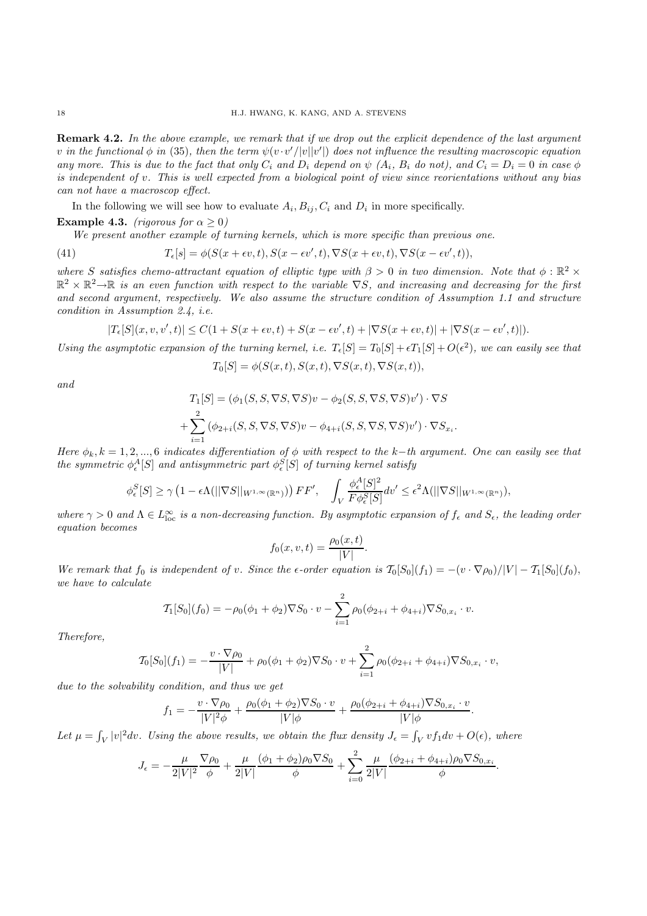**Remark 4.2.** *In the above example, we remark that if we drop out the explicit dependence of the last argument $v$ in the functional $\phi$ in (35), then the term $\psi(v\cdot v'/|v||v'|)$ does not influence the resulting macroscopic equation any more. This is due to the fact that only $C_i$ and $D_i$ depend on $\psi$ ($A_i$, $B_i$ do not), and $C_i = D_i = 0$ in case $\phi$ is independent of $v$. This is well expected from a biological point of view since reorientations without any bias can not have a macroscop effect.*

In the following we will see how to evaluate $A_i, B_{ij}, C_i$ and $D_i$ in more specifically.

**Example 4.3.** *(rigorous for $\alpha \geq 0$)*

*We present another example of turning kernels, which is more specific than previous one.*

$$T_\epsilon[s] = \phi(S(x+\epsilon v,t), S(x-\epsilon v',t), \nabla S(x+\epsilon v,t), \nabla S(x-\epsilon v',t)), \tag{41}$$

*where $S$ satisfies chemo-attractant equation of elliptic type with $\beta > 0$ in two dimension. Note that $\phi : \mathbb{R}^2 \times \mathbb{R}^2 \times \mathbb{R}^2 \to \mathbb{R}$ is an even function with respect to the variable $\nabla S$, and increasing and decreasing for the first and second argument, respectively. We also assume the structure condition of Assumption 1.1 and structure condition in Assumption 2.4, i.e.*

$$|T_\epsilon[S](x,v,v',t)| \leq C(1 + S(x+\epsilon v,t) + S(x-\epsilon v',t) + |\nabla S(x+\epsilon v,t)| + |\nabla S(x-\epsilon v',t)|).$$

*Using the asymptotic expansion of the turning kernel, i.e. $T_\epsilon[S] = T_0[S] + \epsilon T_1[S] + O(\epsilon^2)$, we can easily see that*

$$T_0[S] = \phi(S(x,t), S(x,t), \nabla S(x,t), \nabla S(x,t)),$$

*and*

$$T_1[S] = (\phi_1(S,S,\nabla S,\nabla S)v - \phi_2(S,S,\nabla S,\nabla S)v')\cdot\nabla S$$
$$+ \sum_{i=1}^{2}(\phi_{2+i}(S,S,\nabla S,\nabla S)v - \phi_{4+i}(S,S,\nabla S,\nabla S)v')\cdot\nabla S_{x_i}.$$

*Here $\phi_k, k = 1,2,...,6$ indicates differentiation of $\phi$ with respect to the $k-th$ argument. One can easily see that the symmetric $\phi^A_\epsilon[S]$ and antisymmetric part $\phi^S_\epsilon[S]$ of turning kernel satisfy*

$$\phi^S_\epsilon[S] \geq \gamma\left(1 - \epsilon\Lambda(||\nabla S||_{W^{1,\infty}(\mathbb{R}^n)})\right)FF', \quad \int_V \frac{\phi^A_\epsilon[S]^2}{F\phi^S_\epsilon[S]}dv' \leq \epsilon^2\Lambda(||\nabla S||_{W^{1,\infty}(\mathbb{R}^n)}),$$

*where $\gamma > 0$ and $\Lambda \in L^\infty_{\rm loc}$ is a non-decreasing function. By asymptotic expansion of $f_\epsilon$ and $S_\epsilon$, the leading order equation becomes*

$$f_0(x,v,t) = \frac{\rho_0(x,t)}{|V|}.$$

*We remark that $f_0$ is independent of $v$. Since the $\epsilon$-order equation is $\mathcal{T}_0[S_0](f_1) = -(v\cdot\nabla\rho_0)/|V| - \mathcal{T}_1[S_0](f_0)$, we have to calculate*

$$\mathcal{T}_1[S_0](f_0) = -\rho_0(\phi_1+\phi_2)\nabla S_0\cdot v - \sum_{i=1}^{2}\rho_0(\phi_{2+i}+\phi_{4+i})\nabla S_{0,x_i}\cdot v.$$

*Therefore,*

$$\mathcal{T}_0[S_0](f_1) = -\frac{v\cdot\nabla\rho_0}{|V|} + \rho_0(\phi_1+\phi_2)\nabla S_0\cdot v + \sum_{i=1}^{2}\rho_0(\phi_{2+i}+\phi_{4+i})\nabla S_{0,x_i}\cdot v,$$

*due to the solvability condition, and thus we get*

$$f_1 = -\frac{v\cdot\nabla\rho_0}{|V|^2\phi} + \frac{\rho_0(\phi_1+\phi_2)\nabla S_0\cdot v}{|V|\phi} + \frac{\rho_0(\phi_{2+i}+\phi_{4+i})\nabla S_{0,x_i}\cdot v}{|V|\phi}.$$

*Let $\mu = \int_V |v|^2 dv$. Using the above results, we obtain the flux density $J_\epsilon = \int_V vf_1 dv + O(\epsilon)$, where*

$$J_\epsilon = -\frac{\mu}{2|V|^2}\frac{\nabla\rho_0}{\phi} + \frac{\mu}{2|V|}\frac{(\phi_1+\phi_2)\rho_0\nabla S_0}{\phi} + \sum_{i=0}^{2}\frac{\mu}{2|V|}\frac{(\phi_{2+i}+\phi_{4+i})\rho_0\nabla S_{0,x_i}}{\phi}.$$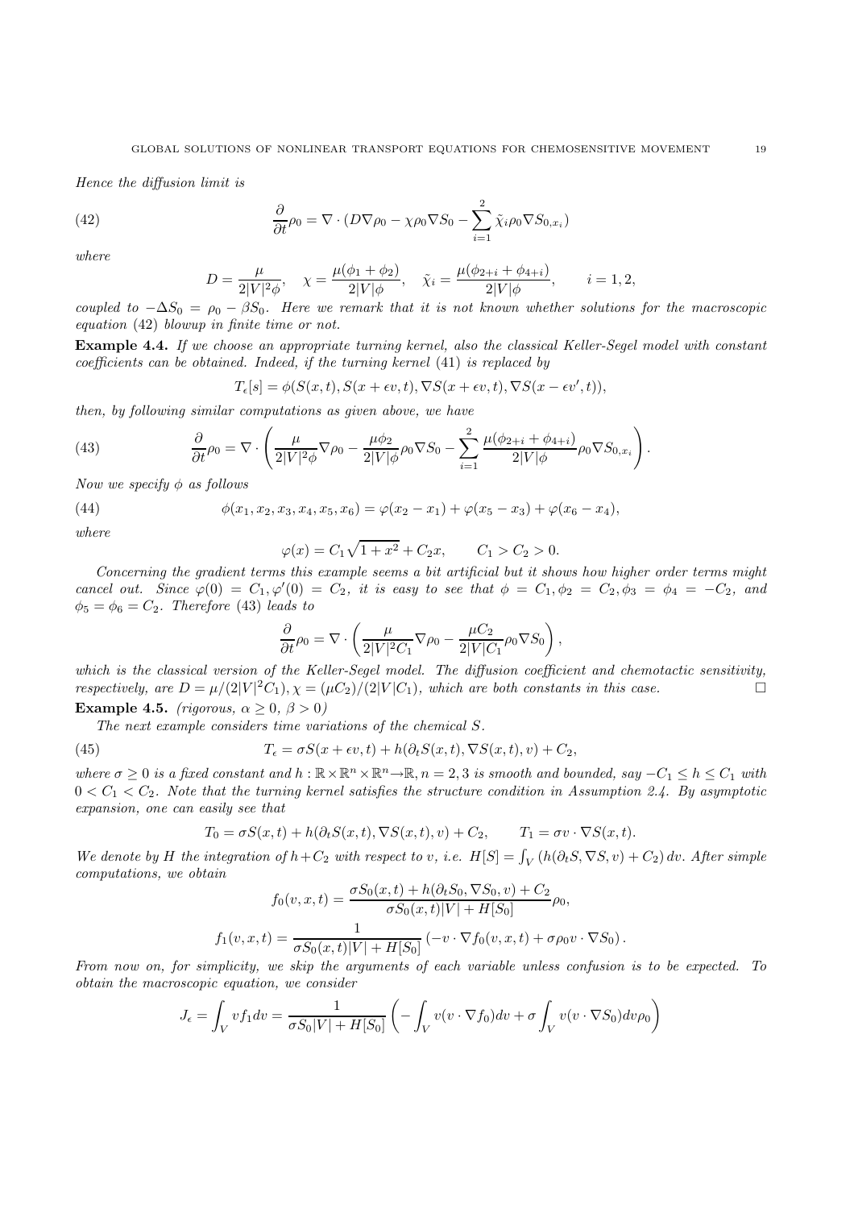*Hence the diffusion limit is*

$$\frac{\partial}{\partial t}\rho_0 = \nabla \cdot (D\nabla\rho_0 - \chi\rho_0\nabla S_0 - \sum_{i=1}^{2}\tilde{\chi}_i\rho_0\nabla S_{0,x_i}) \tag{42}$$

*where*

$$D = \frac{\mu}{2|V|^2\phi}, \quad \chi = \frac{\mu(\phi_1+\phi_2)}{2|V|\phi}, \quad \tilde{\chi}_i = \frac{\mu(\phi_{2+i}+\phi_{4+i})}{2|V|\phi}, \qquad i=1,2,$$

*coupled to* $-\Delta S_0 = \rho_0 - \beta S_0$. *Here we remark that it is not known whether solutions for the macroscopic equation* (42) *blowup in finite time or not.*

**Example 4.4.** *If we choose an appropriate turning kernel, also the classical Keller-Segel model with constant coefficients can be obtained. Indeed, if the turning kernel* (41) *is replaced by*

$$T_\epsilon[s] = \phi(S(x,t), S(x+\epsilon v,t), \nabla S(x+\epsilon v,t), \nabla S(x-\epsilon v',t)),$$

*then, by following similar computations as given above, we have*

$$\frac{\partial}{\partial t}\rho_0 = \nabla \cdot \left(\frac{\mu}{2|V|^2\phi}\nabla\rho_0 - \frac{\mu\phi_2}{2|V|\phi}\rho_0\nabla S_0 - \sum_{i=1}^{2}\frac{\mu(\phi_{2+i}+\phi_{4+i})}{2|V|\phi}\rho_0\nabla S_{0,x_i}\right). \tag{43}$$

*Now we specify* $\phi$ *as follows*

$$\phi(x_1,x_2,x_3,x_4,x_5,x_6) = \varphi(x_2-x_1) + \varphi(x_5-x_3) + \varphi(x_6-x_4), \tag{44}$$

*where*

$$\varphi(x) = C_1\sqrt{1+x^2} + C_2 x, \qquad C_1 > C_2 > 0.$$

*Concerning the gradient terms this example seems a bit artificial but it shows how higher order terms might cancel out. Since* $\varphi(0) = C_1, \varphi'(0) = C_2$, *it is easy to see that* $\phi = C_1, \phi_2 = C_2, \phi_3 = \phi_4 = -C_2$, *and* $\phi_5 = \phi_6 = C_2$. *Therefore* (43) *leads to*

$$\frac{\partial}{\partial t}\rho_0 = \nabla \cdot \left(\frac{\mu}{2|V|^2C_1}\nabla\rho_0 - \frac{\mu C_2}{2|V|C_1}\rho_0\nabla S_0\right),$$

*which is the classical version of the Keller-Segel model. The diffusion coefficient and chemotactic sensitivity, respectively, are* $D = \mu/(2|V|^2C_1), \chi = (\mu C_2)/(2|V|C_1)$, *which are both constants in this case.* □

**Example 4.5.** *(rigorous,* $\alpha \geq 0$, $\beta > 0$*)*

*The next example considers time variations of the chemical* $S$.

$$T_\epsilon = \sigma S(x+\epsilon v,t) + h(\partial_t S(x,t), \nabla S(x,t), v) + C_2, \tag{45}$$

*where* $\sigma \geq 0$ *is a fixed constant and* $h : \mathbb{R}\times\mathbb{R}^n\times\mathbb{R}^n \to \mathbb{R}, n = 2,3$ *is smooth and bounded, say* $-C_1 \leq h \leq C_1$ *with* $0 < C_1 < C_2$. *Note that the turning kernel satisfies the structure condition in Assumption 2.4. By asymptotic expansion, one can easily see that*

$$T_0 = \sigma S(x,t) + h(\partial_t S(x,t), \nabla S(x,t), v) + C_2, \qquad T_1 = \sigma v\cdot\nabla S(x,t).$$

*We denote by* $H$ *the integration of* $h + C_2$ *with respect to* $v$, *i.e.* $H[S] = \int_V (h(\partial_t S, \nabla S, v) + C_2)\,dv$. *After simple computations, we obtain*

$$f_0(v,x,t) = \frac{\sigma S_0(x,t) + h(\partial_t S_0, \nabla S_0, v) + C_2}{\sigma S_0(x,t)|V| + H[S_0]}\rho_0,$$

$$f_1(v,x,t) = \frac{1}{\sigma S_0(x,t)|V| + H[S_0]}\left(-v\cdot\nabla f_0(v,x,t) + \sigma\rho_0 v\cdot\nabla S_0\right).$$

*From now on, for simplicity, we skip the arguments of each variable unless confusion is to be expected. To obtain the macroscopic equation, we consider*

$$J_\epsilon = \int_V v f_1 dv = \frac{1}{\sigma S_0|V| + H[S_0]}\left(-\int_V v(v\cdot\nabla f_0)dv + \sigma\int_V v(v\cdot\nabla S_0)dv\rho_0\right)$$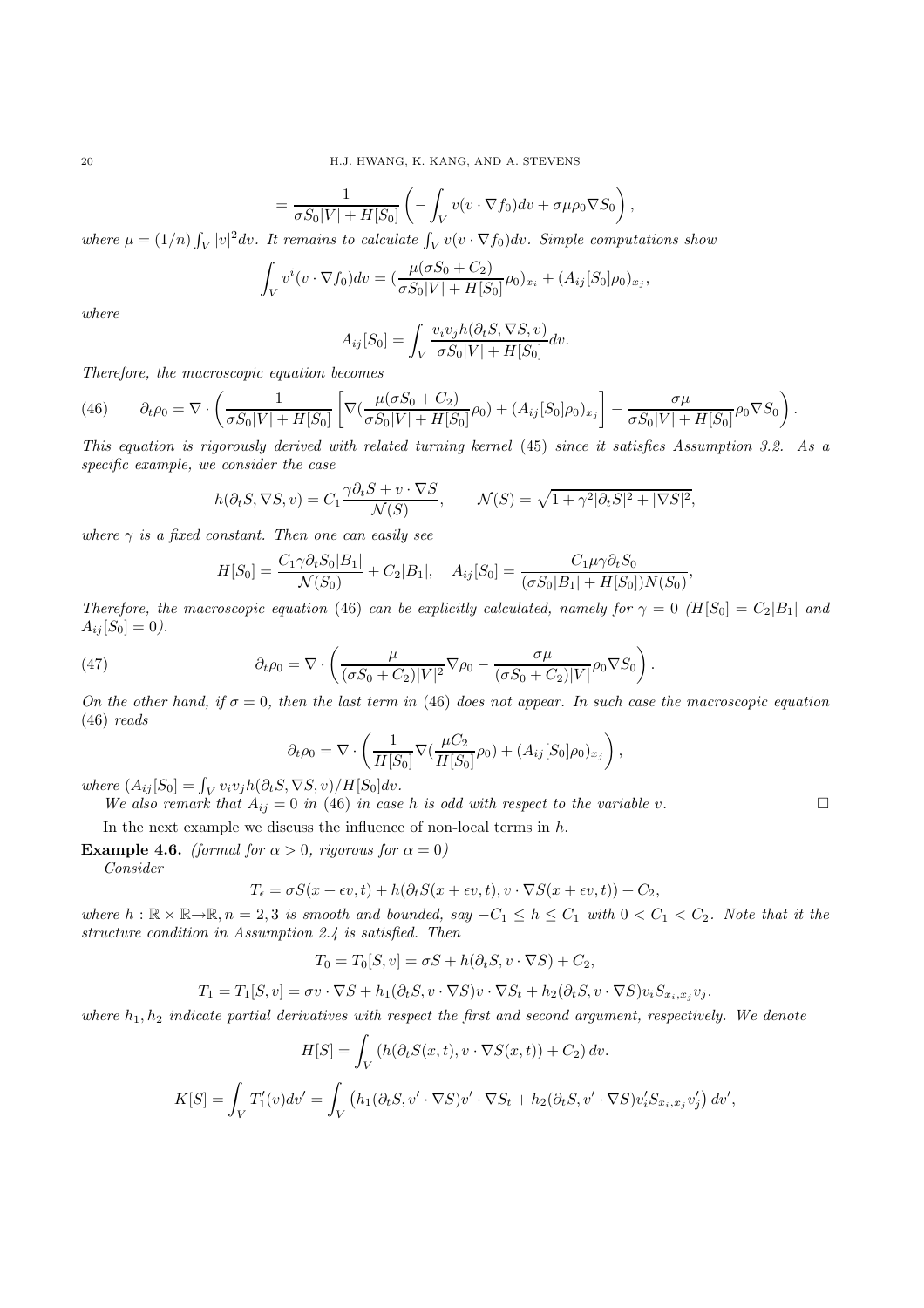$$= \frac{1}{\sigma S_0|V| + H[S_0]} \left( -\int_V v(v \cdot \nabla f_0) dv + \sigma\mu\rho_0 \nabla S_0 \right),$$

*where* $\mu = (1/n)\int_V |v|^2 dv$. *It remains to calculate* $\int_V v(v \cdot \nabla f_0) dv$. *Simple computations show*

$$\int_V v^i (v \cdot \nabla f_0) dv = (\frac{\mu(\sigma S_0 + C_2)}{\sigma S_0|V| + H[S_0]} \rho_0)_{x_i} + (A_{ij}[S_0]\rho_0)_{x_j},$$

*where*

$$A_{ij}[S_0] = \int_V \frac{v_i v_j h(\partial_t S, \nabla S, v)}{\sigma S_0|V| + H[S_0]} dv.$$

*Therefore, the macroscopic equation becomes*

$$\partial_t \rho_0 = \nabla \cdot \left( \frac{1}{\sigma S_0|V| + H[S_0]} \left[ \nabla(\frac{\mu(\sigma S_0 + C_2)}{\sigma S_0|V| + H[S_0]} \rho_0) + (A_{ij}[S_0]\rho_0)_{x_j} \right] - \frac{\sigma\mu}{\sigma S_0|V| + H[S_0]} \rho_0 \nabla S_0 \right). \tag{46}$$

*This equation is rigorously derived with related turning kernel* (45) *since it satisfies Assumption 3.2. As a specific example, we consider the case*

$$h(\partial_t S, \nabla S, v) = C_1 \frac{\gamma \partial_t S + v \cdot \nabla S}{\mathcal{N}(S)}, \qquad \mathcal{N}(S) = \sqrt{1 + \gamma^2 |\partial_t S|^2 + |\nabla S|^2},$$

*where* $\gamma$ *is a fixed constant. Then one can easily see*

$$H[S_0] = \frac{C_1 \gamma \partial_t S_0 |B_1|}{\mathcal{N}(S_0)} + C_2|B_1|, \quad A_{ij}[S_0] = \frac{C_1 \mu \gamma \partial_t S_0}{(\sigma S_0|B_1| + H[S_0])N(S_0)},$$

*Therefore, the macroscopic equation* (46) *can be explicitly calculated, namely for* $\gamma = 0$ *(*$H[S_0] = C_2|B_1|$ *and* $A_{ij}[S_0] = 0$*).*

$$\partial_t \rho_0 = \nabla \cdot \left( \frac{\mu}{(\sigma S_0 + C_2)|V|^2} \nabla \rho_0 - \frac{\sigma\mu}{(\sigma S_0 + C_2)|V|} \rho_0 \nabla S_0 \right). \tag{47}$$

*On the other hand, if* $\sigma = 0$*, then the last term in* (46) *does not appear. In such case the macroscopic equation* (46) *reads*

$$\partial_t \rho_0 = \nabla \cdot \left( \frac{1}{H[S_0]} \nabla(\frac{\mu C_2}{H[S_0]} \rho_0) + (A_{ij}[S_0]\rho_0)_{x_j} \right),$$

*where* $(A_{ij}[S_0] = \int_V v_i v_j h(\partial_t S, \nabla S, v)/H[S_0] dv$.

*We also remark that* $A_{ij} = 0$ *in* (46) *in case* $h$ *is odd with respect to the variable* $v$. □

In the next example we discuss the influence of non-local terms in $h$.

**Example 4.6.** *(formal for* $\alpha > 0$*, rigorous for* $\alpha = 0$*)*

*Consider*

$$T_\epsilon = \sigma S(x + \epsilon v, t) + h(\partial_t S(x + \epsilon v, t), v \cdot \nabla S(x + \epsilon v, t)) + C_2,$$

*where* $h : \mathbb{R} \times \mathbb{R} \to \mathbb{R}, n = 2, 3$ *is smooth and bounded, say* $-C_1 \le h \le C_1$ *with* $0 < C_1 < C_2$*. Note that it the structure condition in Assumption 2.4 is satisfied. Then*

$$T_0 = T_0[S, v] = \sigma S + h(\partial_t S, v \cdot \nabla S) + C_2,$$

$$T_1 = T_1[S, v] = \sigma v \cdot \nabla S + h_1(\partial_t S, v \cdot \nabla S) v \cdot \nabla S_t + h_2(\partial_t S, v \cdot \nabla S) v_i S_{x_i, x_j} v_j.$$

*where* $h_1, h_2$ *indicate partial derivatives with respect the first and second argument, respectively. We denote*

$$H[S] = \int_V (h(\partial_t S(x,t), v \cdot \nabla S(x,t)) + C_2) \, dv.$$

$$K[S] = \int_V T_1'(v) dv' = \int_V \left( h_1(\partial_t S, v' \cdot \nabla S) v' \cdot \nabla S_t + h_2(\partial_t S, v' \cdot \nabla S) v_i' S_{x_i, x_j} v_j' \right) dv',$$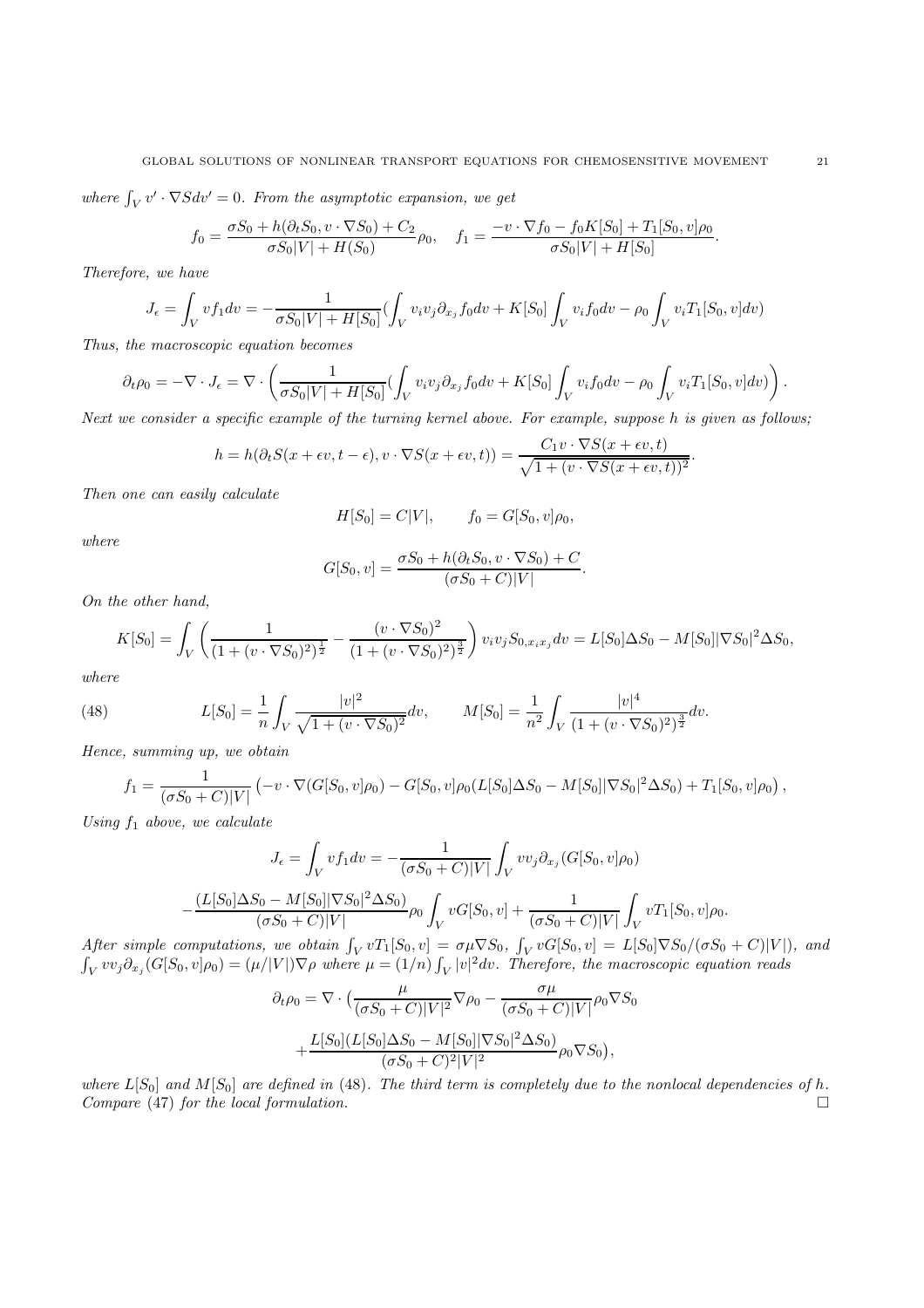*where* $\int_V v' \cdot \nabla S dv' = 0$. *From the asymptotic expansion, we get*

$$f_0 = \frac{\sigma S_0 + h(\partial_t S_0, v \cdot \nabla S_0) + C_2}{\sigma S_0 |V| + H(S_0)} \rho_0, \quad f_1 = \frac{-v \cdot \nabla f_0 - f_0 K[S_0] + T_1[S_0, v]\rho_0}{\sigma S_0 |V| + H[S_0]}.$$

*Therefore, we have*

$$J_\epsilon = \int_V v f_1 dv = -\frac{1}{\sigma S_0 |V| + H[S_0]} (\int_V v_i v_j \partial_{x_j} f_0 dv + K[S_0] \int_V v_i f_0 dv - \rho_0 \int_V v_i T_1[S_0, v] dv)$$

*Thus, the macroscopic equation becomes*

$$\partial_t \rho_0 = -\nabla \cdot J_\epsilon = \nabla \cdot \left( \frac{1}{\sigma S_0 |V| + H[S_0]} (\int_V v_i v_j \partial_{x_j} f_0 dv + K[S_0] \int_V v_i f_0 dv - \rho_0 \int_V v_i T_1[S_0, v] dv) \right).$$

*Next we consider a specific example of the turning kernel above. For example, suppose h is given as follows;*

$$h = h(\partial_t S(x + \epsilon v, t - \epsilon), v \cdot \nabla S(x + \epsilon v, t)) = \frac{C_1 v \cdot \nabla S(x + \epsilon v, t)}{\sqrt{1 + (v \cdot \nabla S(x + \epsilon v, t))^2}}.$$

*Then one can easily calculate*

$$H[S_0] = C|V|, \qquad f_0 = G[S_0, v]\rho_0,$$

*where*

$$G[S_0, v] = \frac{\sigma S_0 + h(\partial_t S_0, v \cdot \nabla S_0) + C}{(\sigma S_0 + C)|V|}.$$

*On the other hand,*

$$K[S_0] = \int_V \left( \frac{1}{(1 + (v \cdot \nabla S_0)^2)^{\frac{1}{2}}} - \frac{(v \cdot \nabla S_0)^2}{(1 + (v \cdot \nabla S_0)^2)^{\frac{3}{2}}} \right) v_i v_j S_{0, x_i x_j} dv = L[S_0] \Delta S_0 - M[S_0] |\nabla S_0|^2 \Delta S_0,$$

*where*

$$L[S_0] = \frac{1}{n} \int_V \frac{|v|^2}{\sqrt{1 + (v \cdot \nabla S_0)^2}} dv, \qquad M[S_0] = \frac{1}{n^2} \int_V \frac{|v|^4}{(1 + (v \cdot \nabla S_0)^2)^{\frac{3}{2}}} dv. \tag{48}$$

*Hence, summing up, we obtain*

$$f_1 = \frac{1}{(\sigma S_0 + C)|V|} \left( -v \cdot \nabla (G[S_0, v]\rho_0) - G[S_0, v]\rho_0 (L[S_0] \Delta S_0 - M[S_0] |\nabla S_0|^2 \Delta S_0) + T_1[S_0, v]\rho_0 \right),$$

*Using* $f_1$ *above, we calculate*

$$J_\epsilon = \int_V v f_1 dv = -\frac{1}{(\sigma S_0 + C)|V|} \int_V v v_j \partial_{x_j} (G[S_0, v]\rho_0)$$

$$-\frac{(L[S_0] \Delta S_0 - M[S_0] |\nabla S_0|^2 \Delta S_0)}{(\sigma S_0 + C)|V|} \rho_0 \int_V v G[S_0, v] + \frac{1}{(\sigma S_0 + C)|V|} \int_V v T_1[S_0, v]\rho_0.$$

*After simple computations, we obtain* $\int_V v T_1[S_0, v] = \sigma \mu \nabla S_0$, $\int_V v G[S_0, v] = L[S_0] \nabla S_0 / (\sigma S_0 + C)|V|)$, *and* $\int_V v v_j \partial_{x_j} (G[S_0, v]\rho_0) = (\mu / |V|) \nabla \rho$ *where* $\mu = (1/n) \int_V |v|^2 dv$. *Therefore, the macroscopic equation reads*

$$\partial_t \rho_0 = \nabla \cdot \big( \frac{\mu}{(\sigma S_0 + C)|V|^2} \nabla \rho_0 - \frac{\sigma \mu}{(\sigma S_0 + C)|V|} \rho_0 \nabla S_0$$

$$+ \frac{L[S_0](L[S_0] \Delta S_0 - M[S_0] |\nabla S_0|^2 \Delta S_0)}{(\sigma S_0 + C)^2 |V|^2} \rho_0 \nabla S_0 \big),$$

*where* $L[S_0]$ *and* $M[S_0]$ *are defined in* (48). *The third term is completely due to the nonlocal dependencies of h. Compare* (47) *for the local formulation.* $\square$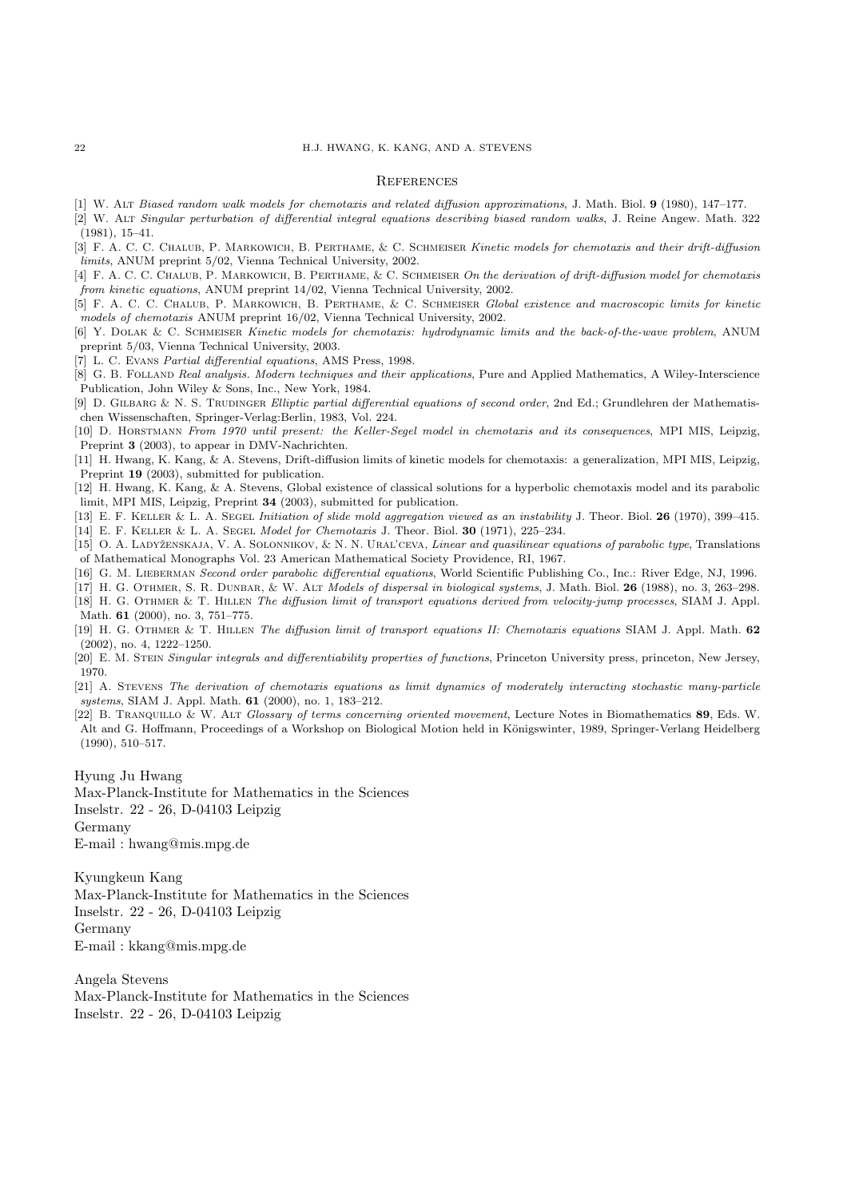## References

[1] W. Alt *Biased random walk models for chemotaxis and related diffusion approximations*, J. Math. Biol. **9** (1980), 147–177.

[2] W. Alt *Singular perturbation of differential integral equations describing biased random walks*, J. Reine Angew. Math. 322 (1981), 15–41.

[3] F. A. C. C. Chalub, P. Markowich, B. Perthame, & C. Schmeiser *Kinetic models for chemotaxis and their drift-diffusion limits*, ANUM preprint 5/02, Vienna Technical University, 2002.

[4] F. A. C. C. Chalub, P. Markowich, B. Perthame, & C. Schmeiser *On the derivation of drift-diffusion model for chemotaxis from kinetic equations*, ANUM preprint 14/02, Vienna Technical University, 2002.

[5] F. A. C. C. Chalub, P. Markowich, B. Perthame, & C. Schmeiser *Global existence and macroscopic limits for kinetic models of chemotaxis* ANUM preprint 16/02, Vienna Technical University, 2002.

[6] Y. Dolak & C. Schmeiser *Kinetic models for chemotaxis: hydrodynamic limits and the back-of-the-wave problem*, ANUM preprint 5/03, Vienna Technical University, 2003.

[7] L. C. Evans *Partial differential equations*, AMS Press, 1998.

[8] G. B. Folland *Real analysis. Modern techniques and their applications*, Pure and Applied Mathematics, A Wiley-Interscience Publication, John Wiley & Sons, Inc., New York, 1984.

[9] D. Gilbarg & N. S. Trudinger *Elliptic partial differential equations of second order*, 2nd Ed.; Grundlehren der Mathematischen Wissenschaften, Springer-Verlag:Berlin, 1983, Vol. 224.

[10] D. Horstmann *From 1970 until present: the Keller-Segel model in chemotaxis and its consequences*, MPI MIS, Leipzig, Preprint **3** (2003), to appear in DMV-Nachrichten.

[11] H. Hwang, K. Kang, & A. Stevens, Drift-diffusion limits of kinetic models for chemotaxis: a generalization, MPI MIS, Leipzig, Preprint **19** (2003), submitted for publication.

[12] H. Hwang, K. Kang, & A. Stevens, Global existence of classical solutions for a hyperbolic chemotaxis model and its parabolic limit, MPI MIS, Leipzig, Preprint **34** (2003), submitted for publication.

[13] E. F. Keller & L. A. Segel *Initiation of slide mold aggregation viewed as an instability* J. Theor. Biol. **26** (1970), 399–415.

[14] E. F. Keller & L. A. Segel *Model for Chemotaxis* J. Theor. Biol. **30** (1971), 225–234.

[15] O. A. Ladyženskaja, V. A. Solonnikov, & N. N. Ural'ceva, *Linear and quasilinear equations of parabolic type*, Translations of Mathematical Monographs Vol. 23 American Mathematical Society Providence, RI, 1967.

[16] G. M. Lieberman *Second order parabolic differential equations*, World Scientific Publishing Co., Inc.: River Edge, NJ, 1996.

[17] H. G. Othmer, S. R. Dunbar, & W. Alt *Models of dispersal in biological systems*, J. Math. Biol. **26** (1988), no. 3, 263–298.

[18] H. G. Othmer & T. Hillen *The diffusion limit of transport equations derived from velocity-jump processes*, SIAM J. Appl. Math. **61** (2000), no. 3, 751–775.

[19] H. G. Othmer & T. Hillen *The diffusion limit of transport equations II: Chemotaxis equations* SIAM J. Appl. Math. **62** (2002), no. 4, 1222–1250.

[20] E. M. Stein *Singular integrals and differentiability properties of functions*, Princeton University press, princeton, New Jersey, 1970.

[21] A. Stevens *The derivation of chemotaxis equations as limit dynamics of moderately interacting stochastic many-particle systems*, SIAM J. Appl. Math. **61** (2000), no. 1, 183–212.

[22] B. Tranquillo & W. Alt *Glossary of terms concerning oriented movement*, Lecture Notes in Biomathematics **89**, Eds. W. Alt and G. Hoffmann, Proceedings of a Workshop on Biological Motion held in Königswinter, 1989, Springer-Verlang Heidelberg (1990), 510–517.

Hyung Ju Hwang
Max-Planck-Institute for Mathematics in the Sciences
Inselstr. 22 - 26, D-04103 Leipzig
Germany
E-mail : hwang@mis.mpg.de

Kyungkeun Kang
Max-Planck-Institute for Mathematics in the Sciences
Inselstr. 22 - 26, D-04103 Leipzig
Germany
E-mail : kkang@mis.mpg.de

Angela Stevens
Max-Planck-Institute for Mathematics in the Sciences
Inselstr. 22 - 26, D-04103 Leipzig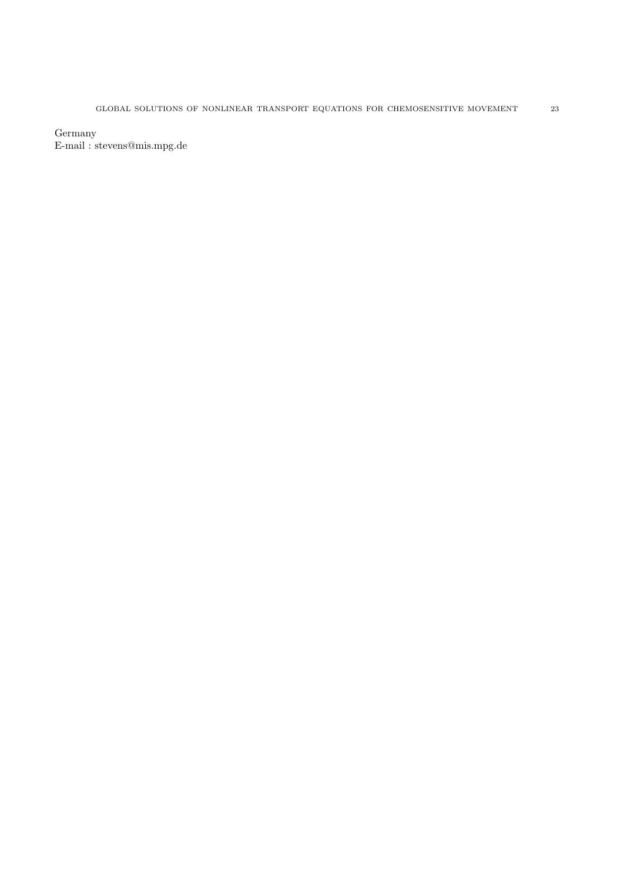Germany
E-mail : stevens@mis.mpg.de